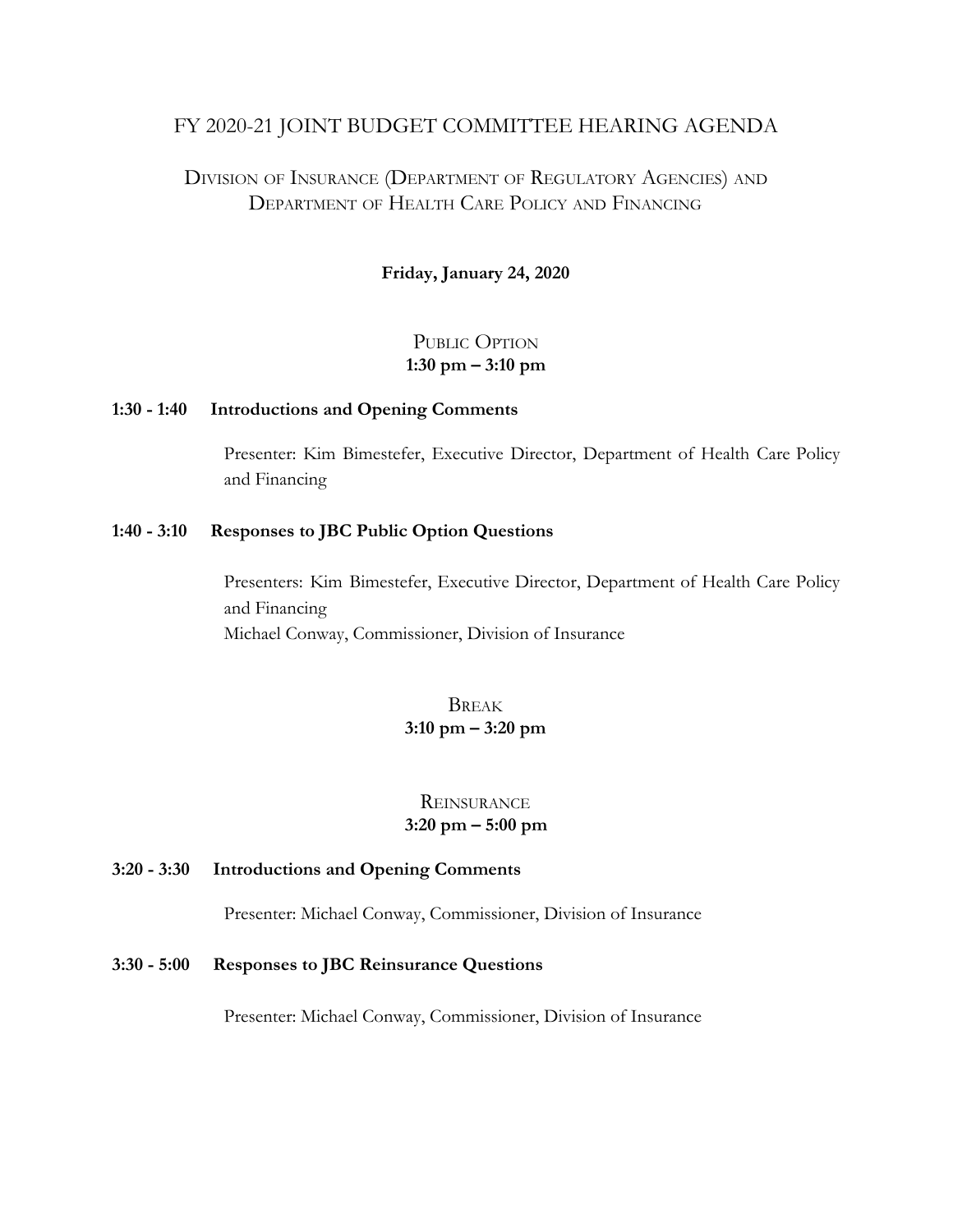# FY 2020-21 JOINT BUDGET COMMITTEE HEARING AGENDA

## DIVISION OF INSURANCE (DEPARTMENT OF REGULATORY AGENCIES) AND DEPARTMENT OF HEALTH CARE POLICY AND FINANCING

**Friday, January 24, 2020**

### PUBLIC OPTION
**1:30 pm – 3:10 pm**

**1:30 - 1:40 Introductions and Opening Comments**

Presenter: Kim Bimestefer, Executive Director, Department of Health Care Policy and Financing

**1:40 - 3:10 Responses to JBC Public Option Questions**

Presenters: Kim Bimestefer, Executive Director, Department of Health Care Policy and Financing
Michael Conway, Commissioner, Division of Insurance

### BREAK
**3:10 pm – 3:20 pm**

### REINSURANCE
**3:20 pm – 5:00 pm**

**3:20 - 3:30 Introductions and Opening Comments**

Presenter: Michael Conway, Commissioner, Division of Insurance

**3:30 - 5:00 Responses to JBC Reinsurance Questions**

Presenter: Michael Conway, Commissioner, Division of Insurance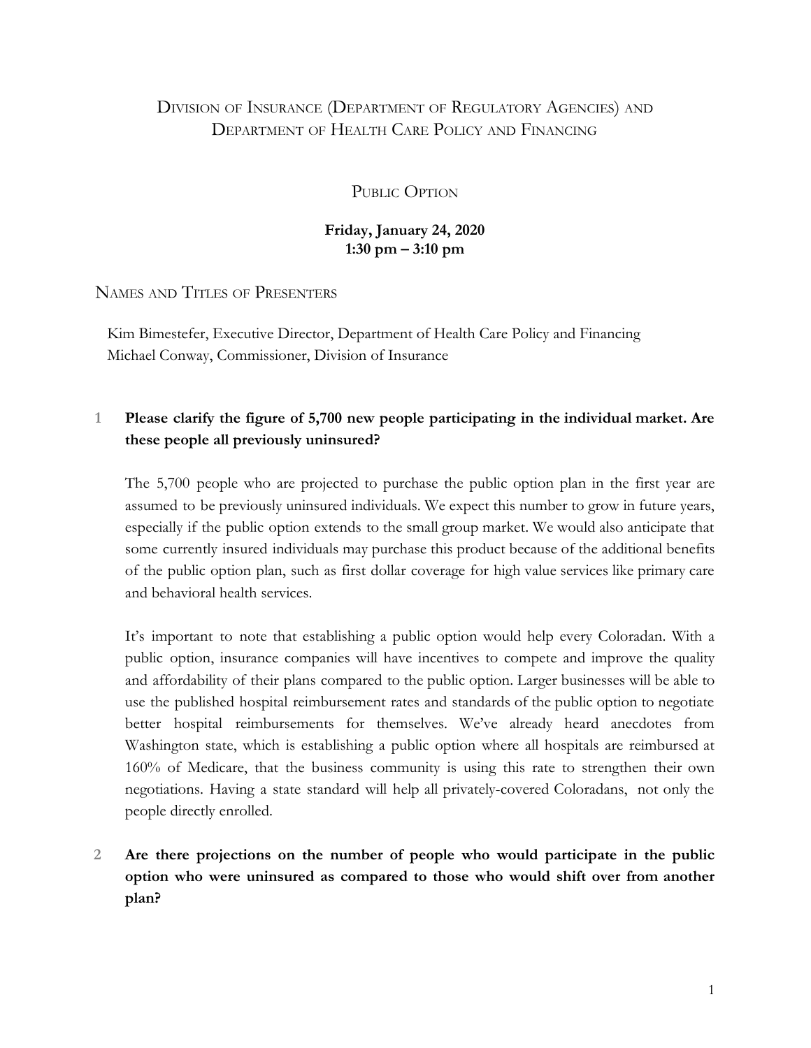# Division of Insurance (Department of Regulatory Agencies) and Department of Health Care Policy and Financing

## Public Option

**Friday, January 24, 2020**
**1:30 pm – 3:10 pm**

## Names and Titles of Presenters

Kim Bimestefer, Executive Director, Department of Health Care Policy and Financing
Michael Conway, Commissioner, Division of Insurance

**1 Please clarify the figure of 5,700 new people participating in the individual market. Are these people all previously uninsured?**

The 5,700 people who are projected to purchase the public option plan in the first year are assumed to be previously uninsured individuals. We expect this number to grow in future years, especially if the public option extends to the small group market. We would also anticipate that some currently insured individuals may purchase this product because of the additional benefits of the public option plan, such as first dollar coverage for high value services like primary care and behavioral health services.

It's important to note that establishing a public option would help every Coloradan. With a public option, insurance companies will have incentives to compete and improve the quality and affordability of their plans compared to the public option. Larger businesses will be able to use the published hospital reimbursement rates and standards of the public option to negotiate better hospital reimbursements for themselves. We've already heard anecdotes from Washington state, which is establishing a public option where all hospitals are reimbursed at 160% of Medicare, that the business community is using this rate to strengthen their own negotiations. Having a state standard will help all privately-covered Coloradans, not only the people directly enrolled.

**2 Are there projections on the number of people who would participate in the public option who were uninsured as compared to those who would shift over from another plan?**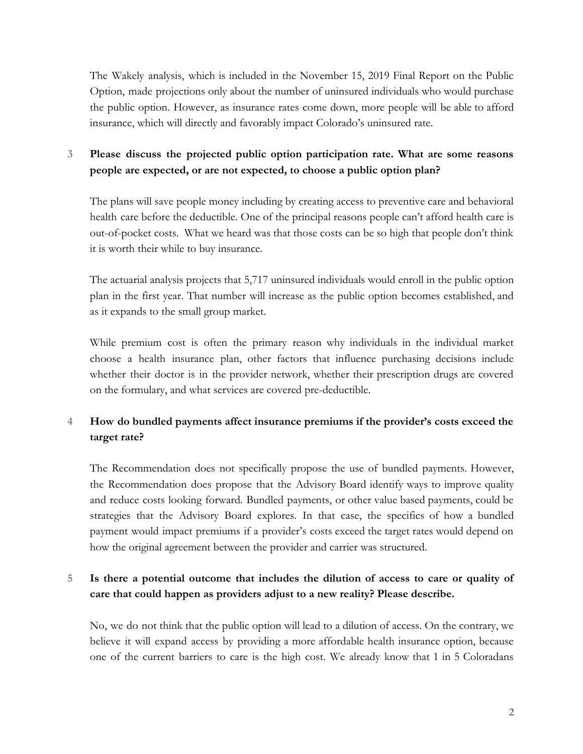The Wakely analysis, which is included in the November 15, 2019 Final Report on the Public Option, made projections only about the number of uninsured individuals who would purchase the public option. However, as insurance rates come down, more people will be able to afford insurance, which will directly and favorably impact Colorado's uninsured rate.

**3 Please discuss the projected public option participation rate. What are some reasons people are expected, or are not expected, to choose a public option plan?**

The plans will save people money including by creating access to preventive care and behavioral health care before the deductible. One of the principal reasons people can't afford health care is out-of-pocket costs. What we heard was that those costs can be so high that people don't think it is worth their while to buy insurance.

The actuarial analysis projects that 5,717 uninsured individuals would enroll in the public option plan in the first year. That number will increase as the public option becomes established, and as it expands to the small group market.

While premium cost is often the primary reason why individuals in the individual market choose a health insurance plan, other factors that influence purchasing decisions include whether their doctor is in the provider network, whether their prescription drugs are covered on the formulary, and what services are covered pre-deductible.

**4 How do bundled payments affect insurance premiums if the provider's costs exceed the target rate?**

The Recommendation does not specifically propose the use of bundled payments. However, the Recommendation does propose that the Advisory Board identify ways to improve quality and reduce costs looking forward. Bundled payments, or other value based payments, could be strategies that the Advisory Board explores. In that case, the specifics of how a bundled payment would impact premiums if a provider's costs exceed the target rates would depend on how the original agreement between the provider and carrier was structured.

**5 Is there a potential outcome that includes the dilution of access to care or quality of care that could happen as providers adjust to a new reality? Please describe.**

No, we do not think that the public option will lead to a dilution of access. On the contrary, we believe it will expand access by providing a more affordable health insurance option, because one of the current barriers to care is the high cost. We already know that 1 in 5 Coloradans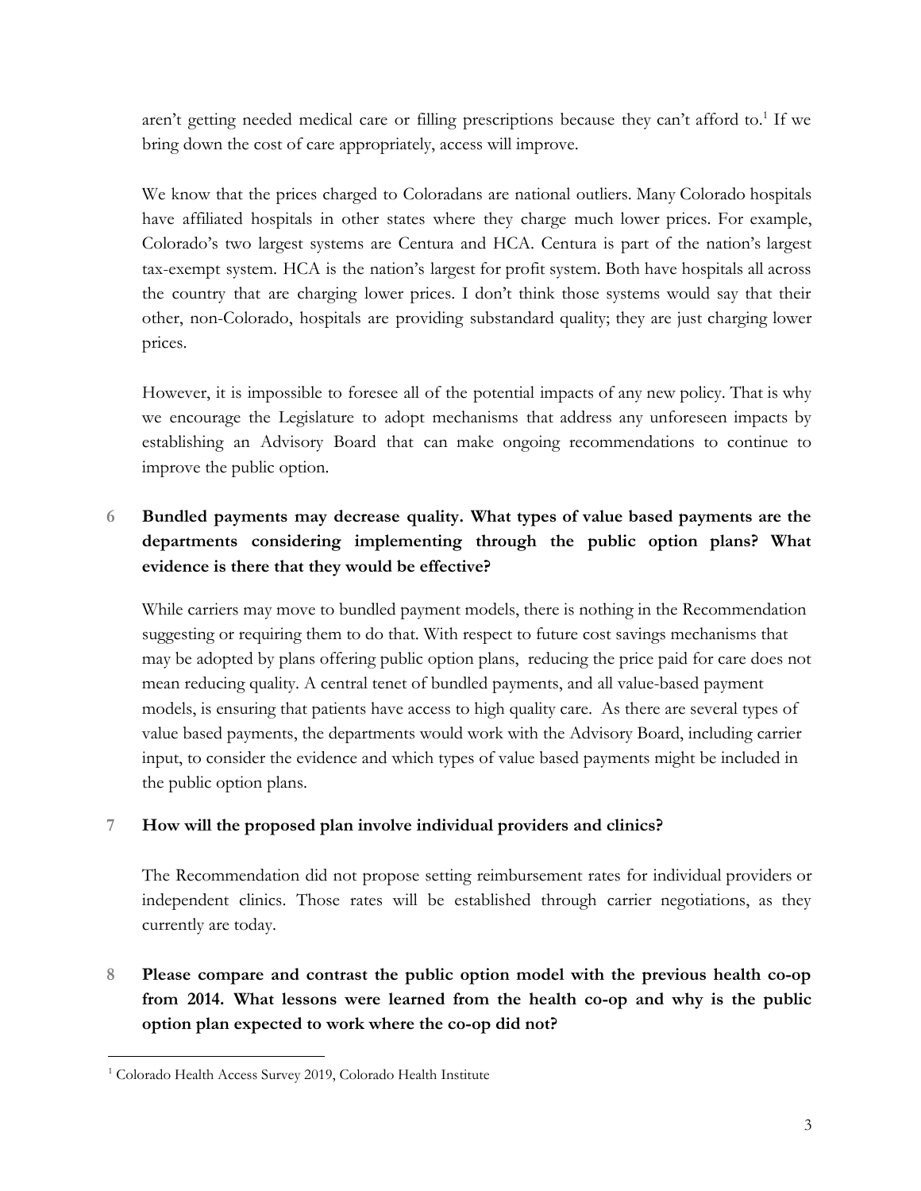aren't getting needed medical care or filling prescriptions because they can't afford to.[1] If we bring down the cost of care appropriately, access will improve.

We know that the prices charged to Coloradans are national outliers. Many Colorado hospitals have affiliated hospitals in other states where they charge much lower prices. For example, Colorado's two largest systems are Centura and HCA. Centura is part of the nation's largest tax-exempt system. HCA is the nation's largest for profit system. Both have hospitals all across the country that are charging lower prices. I don't think those systems would say that their other, non-Colorado, hospitals are providing substandard quality; they are just charging lower prices.

However, it is impossible to foresee all of the potential impacts of any new policy. That is why we encourage the Legislature to adopt mechanisms that address any unforeseen impacts by establishing an Advisory Board that can make ongoing recommendations to continue to improve the public option.

**6 Bundled payments may decrease quality. What types of value based payments are the departments considering implementing through the public option plans? What evidence is there that they would be effective?**

While carriers may move to bundled payment models, there is nothing in the Recommendation suggesting or requiring them to do that. With respect to future cost savings mechanisms that may be adopted by plans offering public option plans, reducing the price paid for care does not mean reducing quality. A central tenet of bundled payments, and all value-based payment models, is ensuring that patients have access to high quality care. As there are several types of value based payments, the departments would work with the Advisory Board, including carrier input, to consider the evidence and which types of value based payments might be included in the public option plans.

**7 How will the proposed plan involve individual providers and clinics?**

The Recommendation did not propose setting reimbursement rates for individual providers or independent clinics. Those rates will be established through carrier negotiations, as they currently are today.

**8 Please compare and contrast the public option model with the previous health co-op from 2014. What lessons were learned from the health co-op and why is the public option plan expected to work where the co-op did not?**

[1] Colorado Health Access Survey 2019, Colorado Health Institute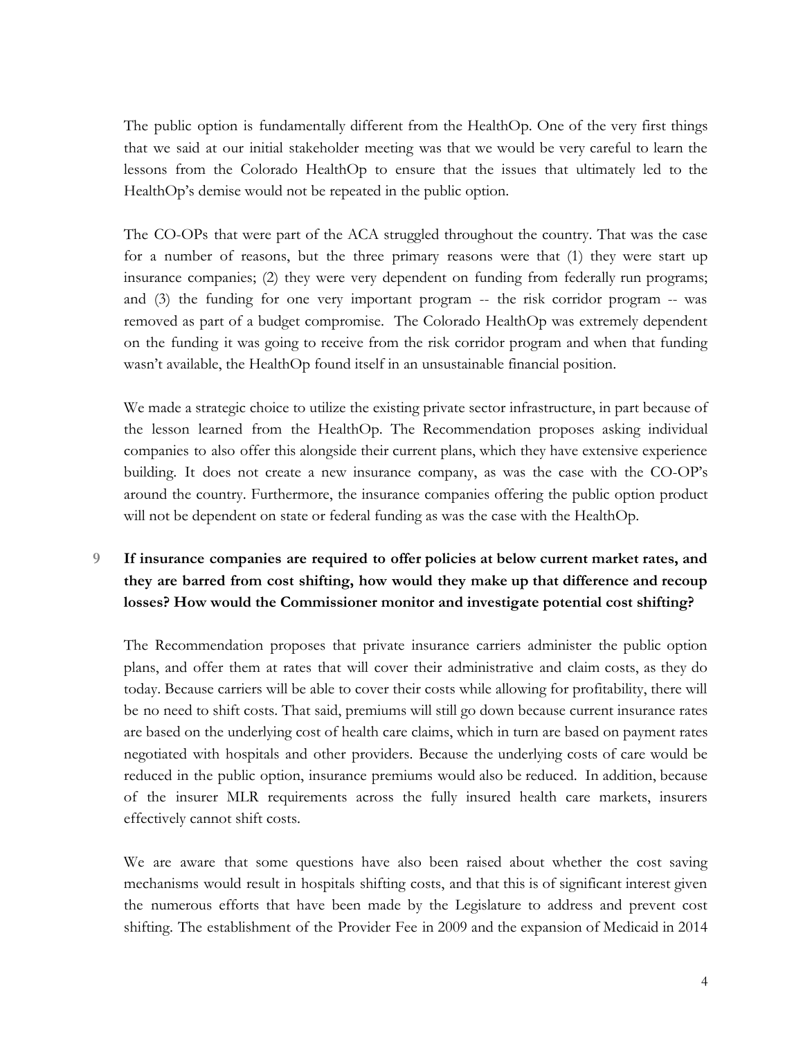The public option is fundamentally different from the HealthOp. One of the very first things that we said at our initial stakeholder meeting was that we would be very careful to learn the lessons from the Colorado HealthOp to ensure that the issues that ultimately led to the HealthOp's demise would not be repeated in the public option.

The CO-OPs that were part of the ACA struggled throughout the country. That was the case for a number of reasons, but the three primary reasons were that (1) they were start up insurance companies; (2) they were very dependent on funding from federally run programs; and (3) the funding for one very important program -- the risk corridor program -- was removed as part of a budget compromise. The Colorado HealthOp was extremely dependent on the funding it was going to receive from the risk corridor program and when that funding wasn't available, the HealthOp found itself in an unsustainable financial position.

We made a strategic choice to utilize the existing private sector infrastructure, in part because of the lesson learned from the HealthOp. The Recommendation proposes asking individual companies to also offer this alongside their current plans, which they have extensive experience building. It does not create a new insurance company, as was the case with the CO-OP's around the country. Furthermore, the insurance companies offering the public option product will not be dependent on state or federal funding as was the case with the HealthOp.

**9 If insurance companies are required to offer policies at below current market rates, and they are barred from cost shifting, how would they make up that difference and recoup losses? How would the Commissioner monitor and investigate potential cost shifting?**

The Recommendation proposes that private insurance carriers administer the public option plans, and offer them at rates that will cover their administrative and claim costs, as they do today. Because carriers will be able to cover their costs while allowing for profitability, there will be no need to shift costs. That said, premiums will still go down because current insurance rates are based on the underlying cost of health care claims, which in turn are based on payment rates negotiated with hospitals and other providers. Because the underlying costs of care would be reduced in the public option, insurance premiums would also be reduced. In addition, because of the insurer MLR requirements across the fully insured health care markets, insurers effectively cannot shift costs.

We are aware that some questions have also been raised about whether the cost saving mechanisms would result in hospitals shifting costs, and that this is of significant interest given the numerous efforts that have been made by the Legislature to address and prevent cost shifting. The establishment of the Provider Fee in 2009 and the expansion of Medicaid in 2014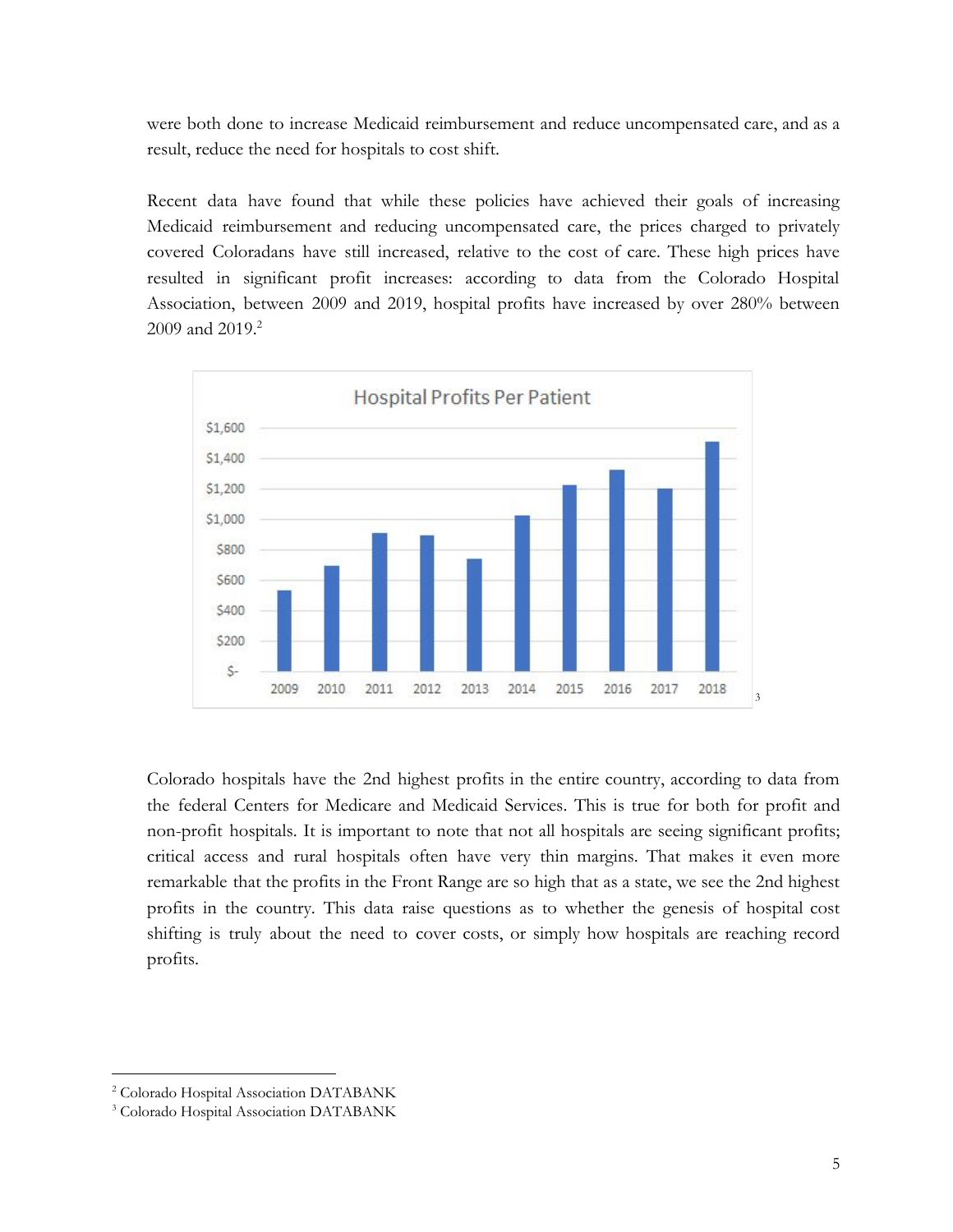were both done to increase Medicaid reimbursement and reduce uncompensated care, and as a result, reduce the need for hospitals to cost shift.

Recent data have found that while these policies have achieved their goals of increasing Medicaid reimbursement and reducing uncompensated care, the prices charged to privately covered Coloradans have still increased, relative to the cost of care. These high prices have resulted in significant profit increases: according to data from the Colorado Hospital Association, between 2009 and 2019, hospital profits have increased by over 280% between 2009 and 2019.[2]

**Hospital Profits Per Patient** [3]

Colorado hospitals have the 2nd highest profits in the entire country, according to data from the federal Centers for Medicare and Medicaid Services. This is true for both for profit and non-profit hospitals. It is important to note that not all hospitals are seeing significant profits; critical access and rural hospitals often have very thin margins. That makes it even more remarkable that the profits in the Front Range are so high that as a state, we see the 2nd highest profits in the country. This data raise questions as to whether the genesis of hospital cost shifting is truly about the need to cover costs, or simply how hospitals are reaching record profits.

---

[2] Colorado Hospital Association DATABANK

[3] Colorado Hospital Association DATABANK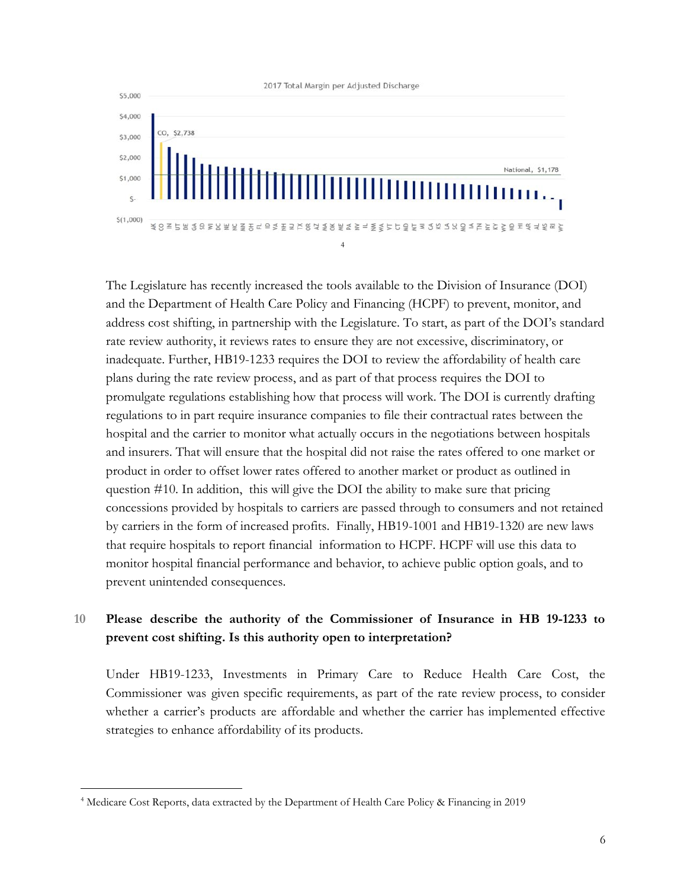2017 Total Margin per Adjusted Discharge[4]

The Legislature has recently increased the tools available to the Division of Insurance (DOI) and the Department of Health Care Policy and Financing (HCPF) to prevent, monitor, and address cost shifting, in partnership with the Legislature. To start, as part of the DOI's standard rate review authority, it reviews rates to ensure they are not excessive, discriminatory, or inadequate. Further, HB19-1233 requires the DOI to review the affordability of health care plans during the rate review process, and as part of that process requires the DOI to promulgate regulations establishing how that process will work. The DOI is currently drafting regulations to in part require insurance companies to file their contractual rates between the hospital and the carrier to monitor what actually occurs in the negotiations between hospitals and insurers. That will ensure that the hospital did not raise the rates offered to one market or product in order to offset lower rates offered to another market or product as outlined in question #10. In addition, this will give the DOI the ability to make sure that pricing concessions provided by hospitals to carriers are passed through to consumers and not retained by carriers in the form of increased profits. Finally, HB19-1001 and HB19-1320 are new laws that require hospitals to report financial information to HCPF. HCPF will use this data to monitor hospital financial performance and behavior, to achieve public option goals, and to prevent unintended consequences.

**10 Please describe the authority of the Commissioner of Insurance in HB 19-1233 to prevent cost shifting. Is this authority open to interpretation?**

Under HB19-1233, Investments in Primary Care to Reduce Health Care Cost, the Commissioner was given specific requirements, as part of the rate review process, to consider whether a carrier's products are affordable and whether the carrier has implemented effective strategies to enhance affordability of its products.

---

[4] Medicare Cost Reports, data extracted by the Department of Health Care Policy & Financing in 2019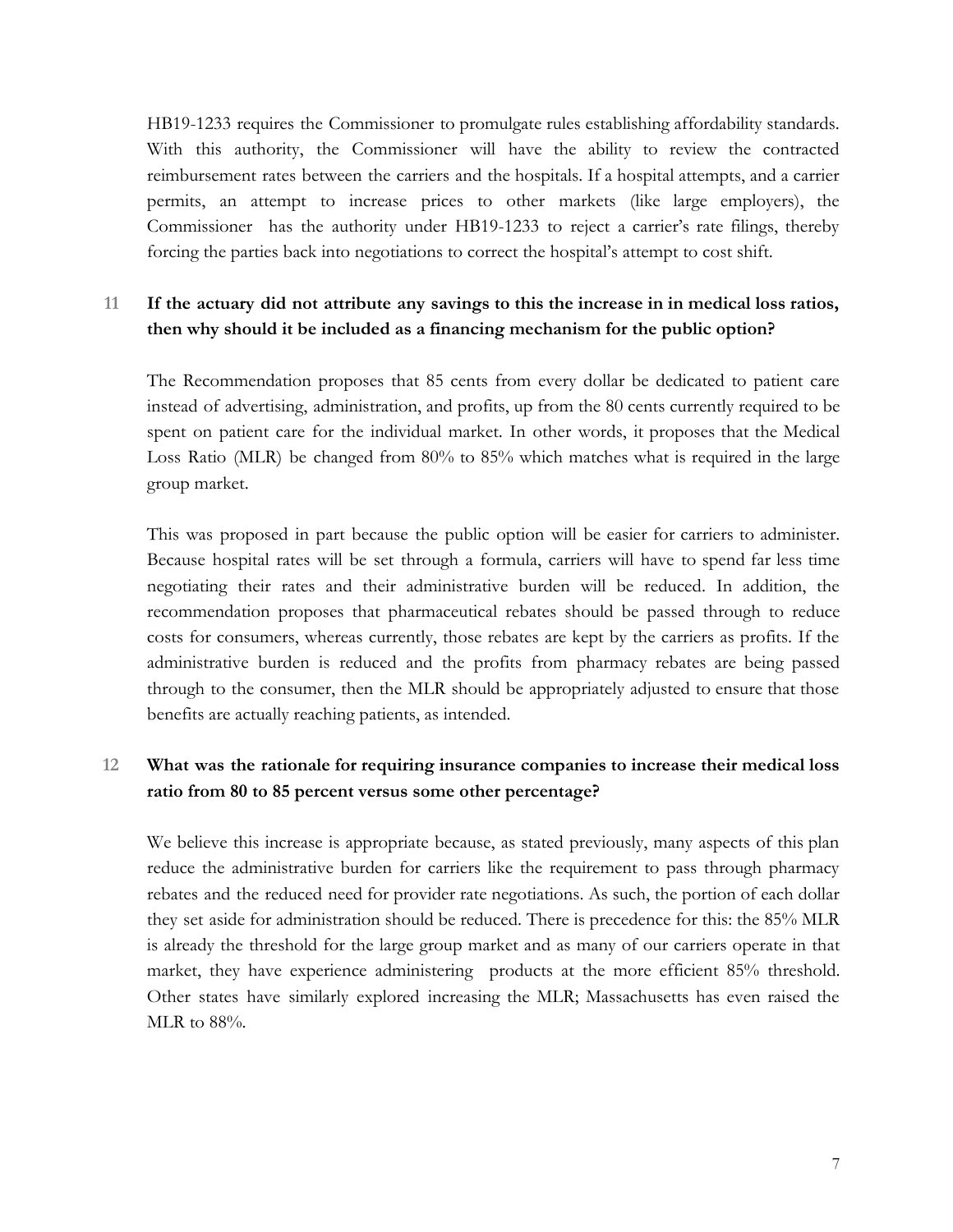HB19-1233 requires the Commissioner to promulgate rules establishing affordability standards. With this authority, the Commissioner will have the ability to review the contracted reimbursement rates between the carriers and the hospitals. If a hospital attempts, and a carrier permits, an attempt to increase prices to other markets (like large employers), the Commissioner has the authority under HB19-1233 to reject a carrier's rate filings, thereby forcing the parties back into negotiations to correct the hospital's attempt to cost shift.

### 11 If the actuary did not attribute any savings to this the increase in in medical loss ratios, then why should it be included as a financing mechanism for the public option?

The Recommendation proposes that 85 cents from every dollar be dedicated to patient care instead of advertising, administration, and profits, up from the 80 cents currently required to be spent on patient care for the individual market. In other words, it proposes that the Medical Loss Ratio (MLR) be changed from 80% to 85% which matches what is required in the large group market.

This was proposed in part because the public option will be easier for carriers to administer. Because hospital rates will be set through a formula, carriers will have to spend far less time negotiating their rates and their administrative burden will be reduced. In addition, the recommendation proposes that pharmaceutical rebates should be passed through to reduce costs for consumers, whereas currently, those rebates are kept by the carriers as profits. If the administrative burden is reduced and the profits from pharmacy rebates are being passed through to the consumer, then the MLR should be appropriately adjusted to ensure that those benefits are actually reaching patients, as intended.

### 12 What was the rationale for requiring insurance companies to increase their medical loss ratio from 80 to 85 percent versus some other percentage?

We believe this increase is appropriate because, as stated previously, many aspects of this plan reduce the administrative burden for carriers like the requirement to pass through pharmacy rebates and the reduced need for provider rate negotiations. As such, the portion of each dollar they set aside for administration should be reduced. There is precedence for this: the 85% MLR is already the threshold for the large group market and as many of our carriers operate in that market, they have experience administering products at the more efficient 85% threshold. Other states have similarly explored increasing the MLR; Massachusetts has even raised the MLR to 88%.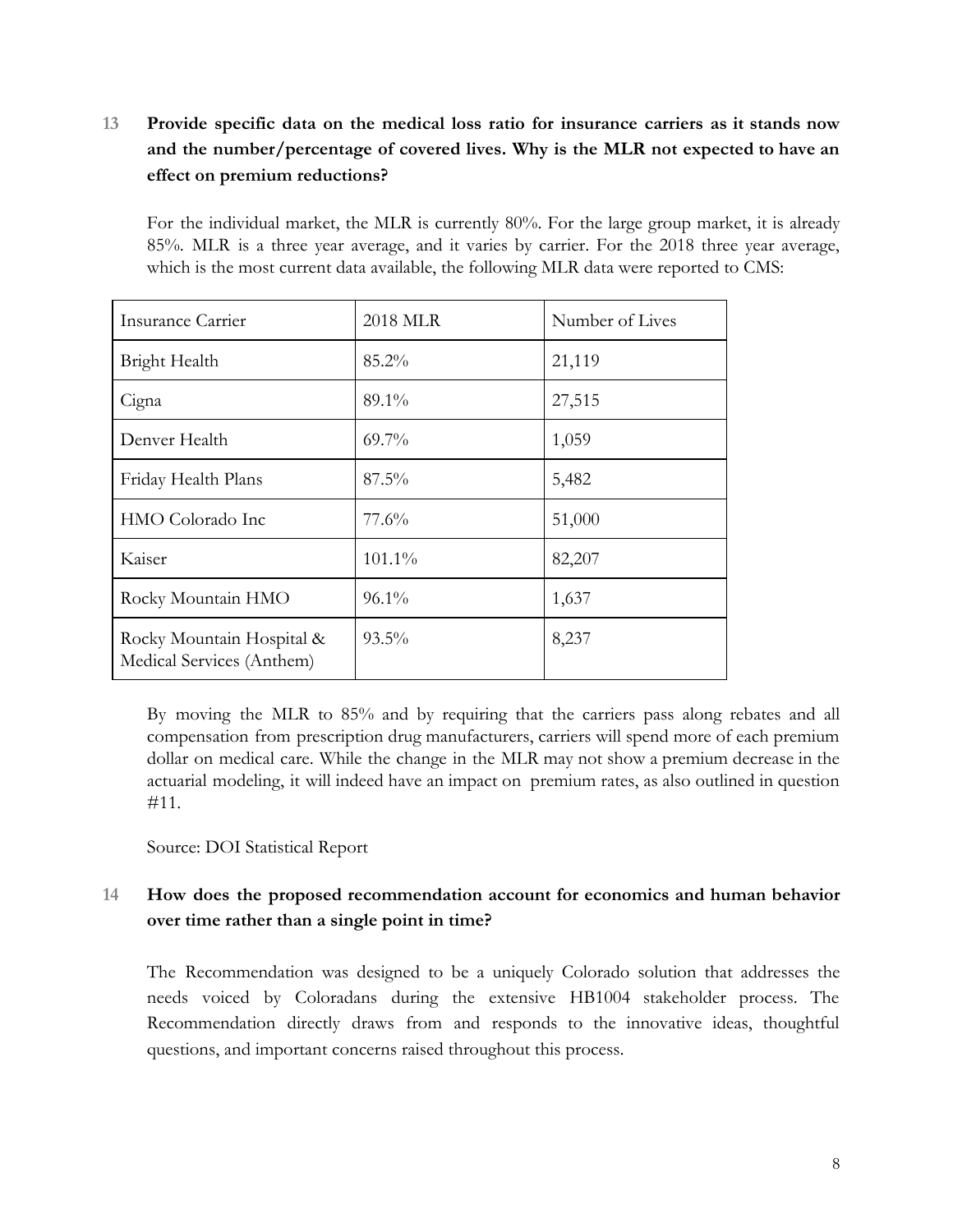**13 Provide specific data on the medical loss ratio for insurance carriers as it stands now and the number/percentage of covered lives. Why is the MLR not expected to have an effect on premium reductions?**

For the individual market, the MLR is currently 80%. For the large group market, it is already 85%. MLR is a three year average, and it varies by carrier. For the 2018 three year average, which is the most current data available, the following MLR data were reported to CMS:

| Insurance Carrier | 2018 MLR | Number of Lives |
|---|---|---|
| Bright Health | 85.2% | 21,119 |
| Cigna | 89.1% | 27,515 |
| Denver Health | 69.7% | 1,059 |
| Friday Health Plans | 87.5% | 5,482 |
| HMO Colorado Inc | 77.6% | 51,000 |
| Kaiser | 101.1% | 82,207 |
| Rocky Mountain HMO | 96.1% | 1,637 |
| Rocky Mountain Hospital & Medical Services (Anthem) | 93.5% | 8,237 |

By moving the MLR to 85% and by requiring that the carriers pass along rebates and all compensation from prescription drug manufacturers, carriers will spend more of each premium dollar on medical care. While the change in the MLR may not show a premium decrease in the actuarial modeling, it will indeed have an impact on premium rates, as also outlined in question #11.

Source: DOI Statistical Report

**14 How does the proposed recommendation account for economics and human behavior over time rather than a single point in time?**

The Recommendation was designed to be a uniquely Colorado solution that addresses the needs voiced by Coloradans during the extensive HB1004 stakeholder process. The Recommendation directly draws from and responds to the innovative ideas, thoughtful questions, and important concerns raised throughout this process.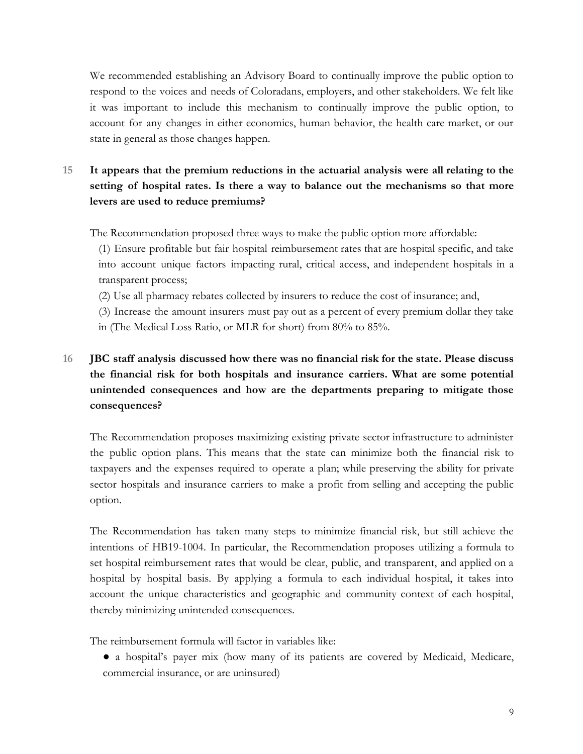We recommended establishing an Advisory Board to continually improve the public option to respond to the voices and needs of Coloradans, employers, and other stakeholders. We felt like it was important to include this mechanism to continually improve the public option, to account for any changes in either economics, human behavior, the health care market, or our state in general as those changes happen.

**15 It appears that the premium reductions in the actuarial analysis were all relating to the setting of hospital rates. Is there a way to balance out the mechanisms so that more levers are used to reduce premiums?**

The Recommendation proposed three ways to make the public option more affordable:

(1) Ensure profitable but fair hospital reimbursement rates that are hospital specific, and take into account unique factors impacting rural, critical access, and independent hospitals in a transparent process;

(2) Use all pharmacy rebates collected by insurers to reduce the cost of insurance; and,

(3) Increase the amount insurers must pay out as a percent of every premium dollar they take in (The Medical Loss Ratio, or MLR for short) from 80% to 85%.

**16 JBC staff analysis discussed how there was no financial risk for the state. Please discuss the financial risk for both hospitals and insurance carriers. What are some potential unintended consequences and how are the departments preparing to mitigate those consequences?**

The Recommendation proposes maximizing existing private sector infrastructure to administer the public option plans. This means that the state can minimize both the financial risk to taxpayers and the expenses required to operate a plan; while preserving the ability for private sector hospitals and insurance carriers to make a profit from selling and accepting the public option.

The Recommendation has taken many steps to minimize financial risk, but still achieve the intentions of HB19-1004. In particular, the Recommendation proposes utilizing a formula to set hospital reimbursement rates that would be clear, public, and transparent, and applied on a hospital by hospital basis. By applying a formula to each individual hospital, it takes into account the unique characteristics and geographic and community context of each hospital, thereby minimizing unintended consequences.

The reimbursement formula will factor in variables like:

- a hospital's payer mix (how many of its patients are covered by Medicaid, Medicare, commercial insurance, or are uninsured)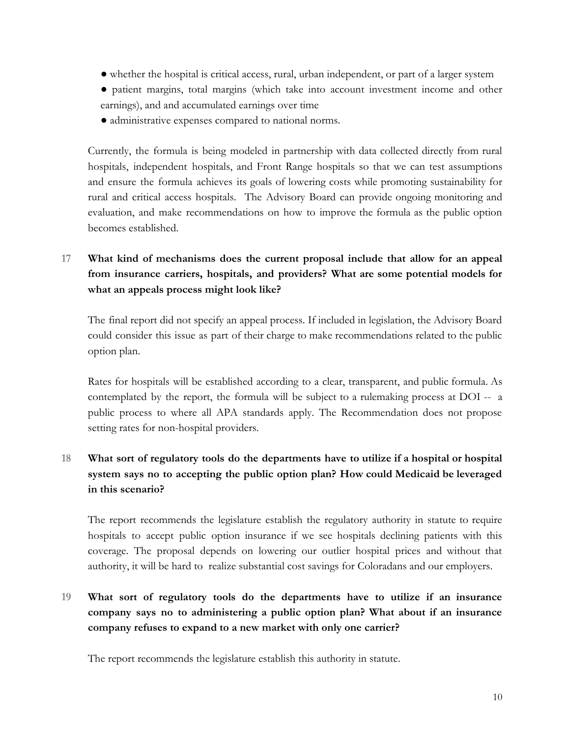- whether the hospital is critical access, rural, urban independent, or part of a larger system
- patient margins, total margins (which take into account investment income and other earnings), and and accumulated earnings over time
- administrative expenses compared to national norms.

Currently, the formula is being modeled in partnership with data collected directly from rural hospitals, independent hospitals, and Front Range hospitals so that we can test assumptions and ensure the formula achieves its goals of lowering costs while promoting sustainability for rural and critical access hospitals. The Advisory Board can provide ongoing monitoring and evaluation, and make recommendations on how to improve the formula as the public option becomes established.

**17 What kind of mechanisms does the current proposal include that allow for an appeal from insurance carriers, hospitals, and providers? What are some potential models for what an appeals process might look like?**

The final report did not specify an appeal process. If included in legislation, the Advisory Board could consider this issue as part of their charge to make recommendations related to the public option plan.

Rates for hospitals will be established according to a clear, transparent, and public formula. As contemplated by the report, the formula will be subject to a rulemaking process at DOI -- a public process to where all APA standards apply. The Recommendation does not propose setting rates for non-hospital providers.

**18 What sort of regulatory tools do the departments have to utilize if a hospital or hospital system says no to accepting the public option plan? How could Medicaid be leveraged in this scenario?**

The report recommends the legislature establish the regulatory authority in statute to require hospitals to accept public option insurance if we see hospitals declining patients with this coverage. The proposal depends on lowering our outlier hospital prices and without that authority, it will be hard to realize substantial cost savings for Coloradans and our employers.

**19 What sort of regulatory tools do the departments have to utilize if an insurance company says no to administering a public option plan? What about if an insurance company refuses to expand to a new market with only one carrier?**

The report recommends the legislature establish this authority in statute.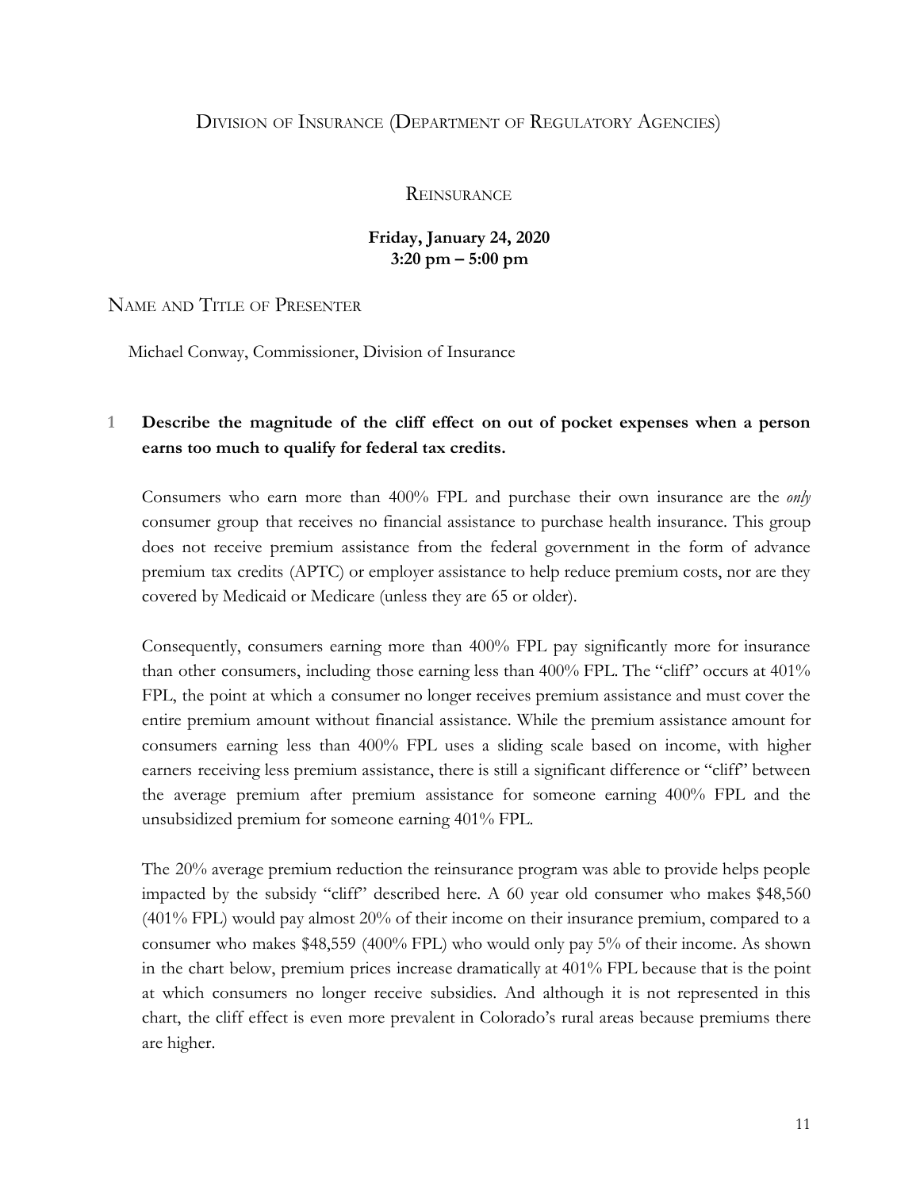# Division of Insurance (Department of Regulatory Agencies)

## Reinsurance

**Friday, January 24, 2020**
**3:20 pm – 5:00 pm**

### Name and Title of Presenter

Michael Conway, Commissioner, Division of Insurance

**1 Describe the magnitude of the cliff effect on out of pocket expenses when a person earns too much to qualify for federal tax credits.**

Consumers who earn more than 400% FPL and purchase their own insurance are the *only* consumer group that receives no financial assistance to purchase health insurance. This group does not receive premium assistance from the federal government in the form of advance premium tax credits (APTC) or employer assistance to help reduce premium costs, nor are they covered by Medicaid or Medicare (unless they are 65 or older).

Consequently, consumers earning more than 400% FPL pay significantly more for insurance than other consumers, including those earning less than 400% FPL. The "cliff" occurs at 401% FPL, the point at which a consumer no longer receives premium assistance and must cover the entire premium amount without financial assistance. While the premium assistance amount for consumers earning less than 400% FPL uses a sliding scale based on income, with higher earners receiving less premium assistance, there is still a significant difference or "cliff" between the average premium after premium assistance for someone earning 400% FPL and the unsubsidized premium for someone earning 401% FPL.

The 20% average premium reduction the reinsurance program was able to provide helps people impacted by the subsidy "cliff" described here. A 60 year old consumer who makes $48,560 (401% FPL) would pay almost 20% of their income on their insurance premium, compared to a consumer who makes $48,559 (400% FPL) who would only pay 5% of their income. As shown in the chart below, premium prices increase dramatically at 401% FPL because that is the point at which consumers no longer receive subsidies. And although it is not represented in this chart, the cliff effect is even more prevalent in Colorado's rural areas because premiums there are higher.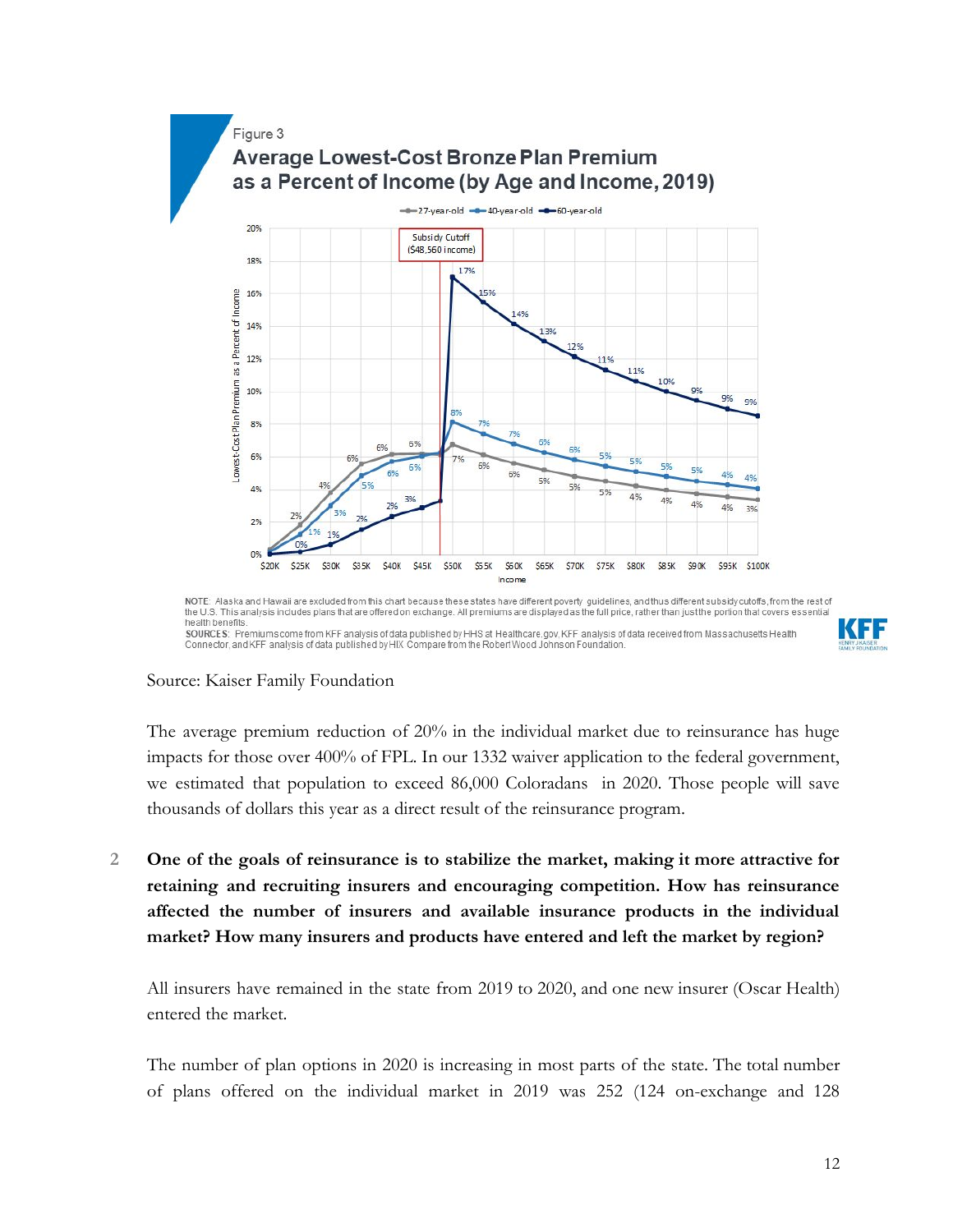Figure 3

**Average Lowest-Cost Bronze Plan Premium as a Percent of Income (by Age and Income, 2019)**

NOTE: Alaska and Hawaii are excluded from this chart because these states have different poverty guidelines, and thus different subsidy cutoffs, from the rest of the U.S. This analysis includes plans that are offered on exchange. All premiums are displayed as the full price, rather than just the portion that covers essential health benefits.

SOURCES: Premiums come from KFF analysis of data published by HHS at Healthcare.gov, KFF analysis of data received from Massachusetts Health Connector, and KFF analysis of data published by HIX Compare from the Robert Wood Johnson Foundation.

Source: Kaiser Family Foundation

The average premium reduction of 20% in the individual market due to reinsurance has huge impacts for those over 400% of FPL. In our 1332 waiver application to the federal government, we estimated that population to exceed 86,000 Coloradans in 2020. Those people will save thousands of dollars this year as a direct result of the reinsurance program.

2 **One of the goals of reinsurance is to stabilize the market, making it more attractive for retaining and recruiting insurers and encouraging competition. How has reinsurance affected the number of insurers and available insurance products in the individual market? How many insurers and products have entered and left the market by region?**

All insurers have remained in the state from 2019 to 2020, and one new insurer (Oscar Health) entered the market.

The number of plan options in 2020 is increasing in most parts of the state. The total number of plans offered on the individual market in 2019 was 252 (124 on-exchange and 128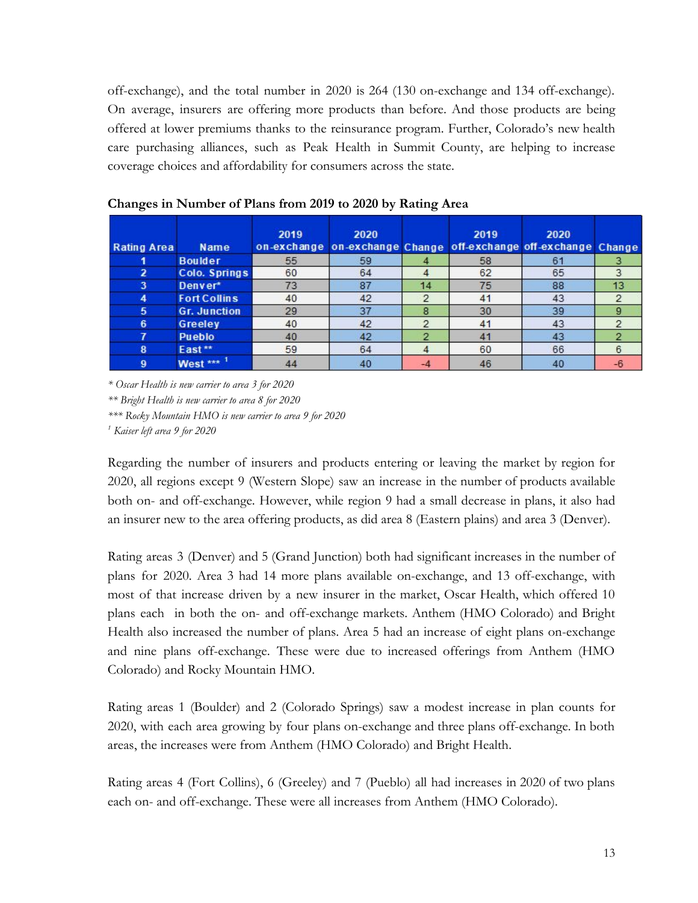off-exchange), and the total number in 2020 is 264 (130 on-exchange and 134 off-exchange). On average, insurers are offering more products than before. And those products are being offered at lower premiums thanks to the reinsurance program. Further, Colorado's new health care purchasing alliances, such as Peak Health in Summit County, are helping to increase coverage choices and affordability for consumers across the state.

**Changes in Number of Plans from 2019 to 2020 by Rating Area**

| Rating Area | Name | 2019 on-exchange | 2020 on-exchange | Change | 2019 off-exchange | 2020 off-exchange | Change |
|---|---|---|---|---|---|---|---|
| 1 | Boulder | 55 | 59 | 4 | 58 | 61 | 3 |
| 2 | Colo. Springs | 60 | 64 | 4 | 62 | 65 | 3 |
| 3 | Denver* | 73 | 87 | 14 | 75 | 88 | 13 |
| 4 | Fort Collins | 40 | 42 | 2 | 41 | 43 | 2 |
| 5 | Gr. Junction | 29 | 37 | 8 | 30 | 39 | 9 |
| 6 | Greeley | 40 | 42 | 2 | 41 | 43 | 2 |
| 7 | Pueblo | 40 | 42 | 2 | 41 | 43 | 2 |
| 8 | East ** | 59 | 64 | 4 | 60 | 66 | 6 |
| 9 | West *** [1] | 44 | 40 | -4 | 46 | 40 | -6 |

*\* Oscar Health is new carrier to area 3 for 2020*

*\*\* Bright Health is new carrier to area 8 for 2020*

*\*\*\* Rocky Mountain HMO is new carrier to area 9 for 2020*

*[1] Kaiser left area 9 for 2020*

Regarding the number of insurers and products entering or leaving the market by region for 2020, all regions except 9 (Western Slope) saw an increase in the number of products available both on- and off-exchange. However, while region 9 had a small decrease in plans, it also had an insurer new to the area offering products, as did area 8 (Eastern plains) and area 3 (Denver).

Rating areas 3 (Denver) and 5 (Grand Junction) both had significant increases in the number of plans for 2020. Area 3 had 14 more plans available on-exchange, and 13 off-exchange, with most of that increase driven by a new insurer in the market, Oscar Health, which offered 10 plans each in both the on- and off-exchange markets. Anthem (HMO Colorado) and Bright Health also increased the number of plans. Area 5 had an increase of eight plans on-exchange and nine plans off-exchange. These were due to increased offerings from Anthem (HMO Colorado) and Rocky Mountain HMO.

Rating areas 1 (Boulder) and 2 (Colorado Springs) saw a modest increase in plan counts for 2020, with each area growing by four plans on-exchange and three plans off-exchange. In both areas, the increases were from Anthem (HMO Colorado) and Bright Health.

Rating areas 4 (Fort Collins), 6 (Greeley) and 7 (Pueblo) all had increases in 2020 of two plans each on- and off-exchange. These were all increases from Anthem (HMO Colorado).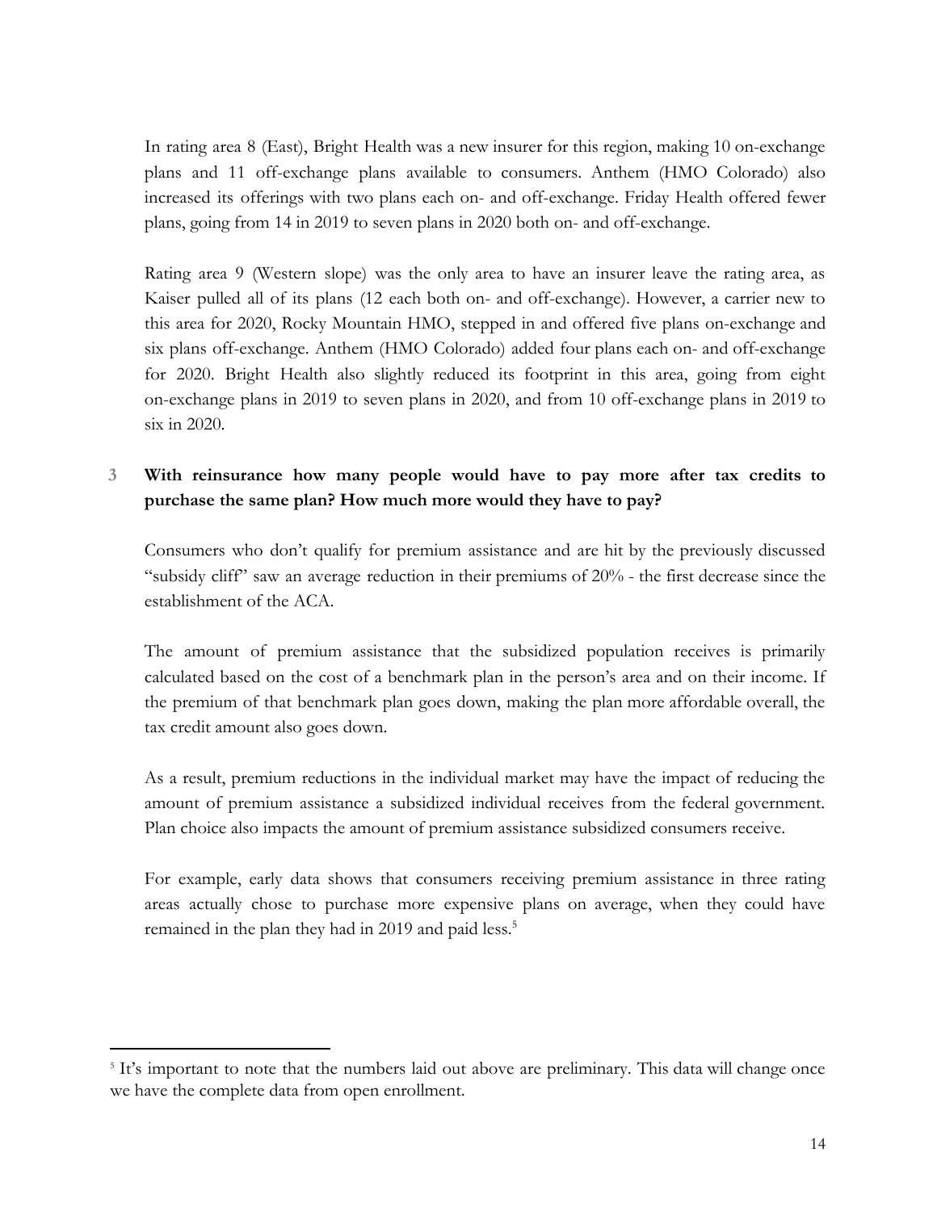In rating area 8 (East), Bright Health was a new insurer for this region, making 10 on-exchange plans and 11 off-exchange plans available to consumers. Anthem (HMO Colorado) also increased its offerings with two plans each on- and off-exchange. Friday Health offered fewer plans, going from 14 in 2019 to seven plans in 2020 both on- and off-exchange.

Rating area 9 (Western slope) was the only area to have an insurer leave the rating area, as Kaiser pulled all of its plans (12 each both on- and off-exchange). However, a carrier new to this area for 2020, Rocky Mountain HMO, stepped in and offered five plans on-exchange and six plans off-exchange. Anthem (HMO Colorado) added four plans each on- and off-exchange for 2020. Bright Health also slightly reduced its footprint in this area, going from eight on-exchange plans in 2019 to seven plans in 2020, and from 10 off-exchange plans in 2019 to six in 2020.

### 3 With reinsurance how many people would have to pay more after tax credits to purchase the same plan? How much more would they have to pay?

Consumers who don't qualify for premium assistance and are hit by the previously discussed "subsidy cliff" saw an average reduction in their premiums of 20% - the first decrease since the establishment of the ACA.

The amount of premium assistance that the subsidized population receives is primarily calculated based on the cost of a benchmark plan in the person's area and on their income. If the premium of that benchmark plan goes down, making the plan more affordable overall, the tax credit amount also goes down.

As a result, premium reductions in the individual market may have the impact of reducing the amount of premium assistance a subsidized individual receives from the federal government. Plan choice also impacts the amount of premium assistance subsidized consumers receive.

For example, early data shows that consumers receiving premium assistance in three rating areas actually chose to purchase more expensive plans on average, when they could have remained in the plan they had in 2019 and paid less.[5]

---

[5] It's important to note that the numbers laid out above are preliminary. This data will change once we have the complete data from open enrollment.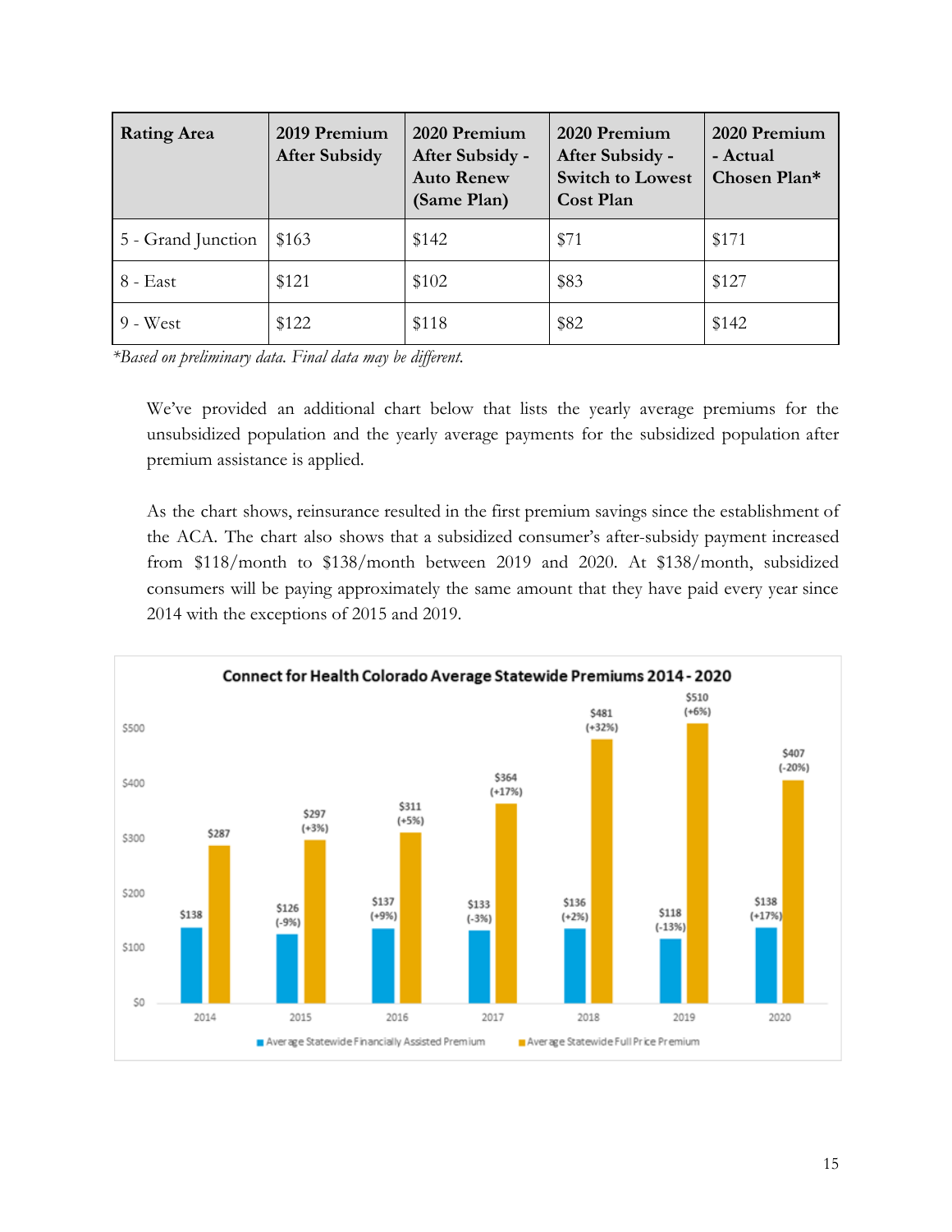| Rating Area | 2019 Premium After Subsidy | 2020 Premium After Subsidy - Auto Renew (Same Plan) | 2020 Premium After Subsidy - Switch to Lowest Cost Plan | 2020 Premium - Actual Chosen Plan* |
|---|---|---|---|---|
| 5 - Grand Junction | $163 | $142 | $71 | $171 |
| 8 - East | $121 | $102 | $83 | $127 |
| 9 - West | $122 | $118 | $82 | $142 |

*Based on preliminary data. Final data may be different.*

We've provided an additional chart below that lists the yearly average premiums for the unsubsidized population and the yearly average payments for the subsidized population after premium assistance is applied.

As the chart shows, reinsurance resulted in the first premium savings since the establishment of the ACA. The chart also shows that a subsidized consumer's after-subsidy payment increased from $118/month to $138/month between 2019 and 2020. At $138/month, subsidized consumers will be paying approximately the same amount that they have paid every year since 2014 with the exceptions of 2015 and 2019.

**Connect for Health Colorado Average Statewide Premiums 2014 - 2020**

| Year | Average Statewide Financially Assisted Premium | Average Statewide Full Price Premium |
|---|---|---|
| 2014 | $138 | $287 |
| 2015 | $126 (-9%) | $297 (+3%) |
| 2016 | $137 (+9%) | $311 (+5%) |
| 2017 | $133 (-3%) | $364 (+17%) |
| 2018 | $136 (+2%) | $481 (+32%) |
| 2019 | $118 (-13%) | $510 (+6%) |
| 2020 | $138 (+17%) | $407 (-20%) |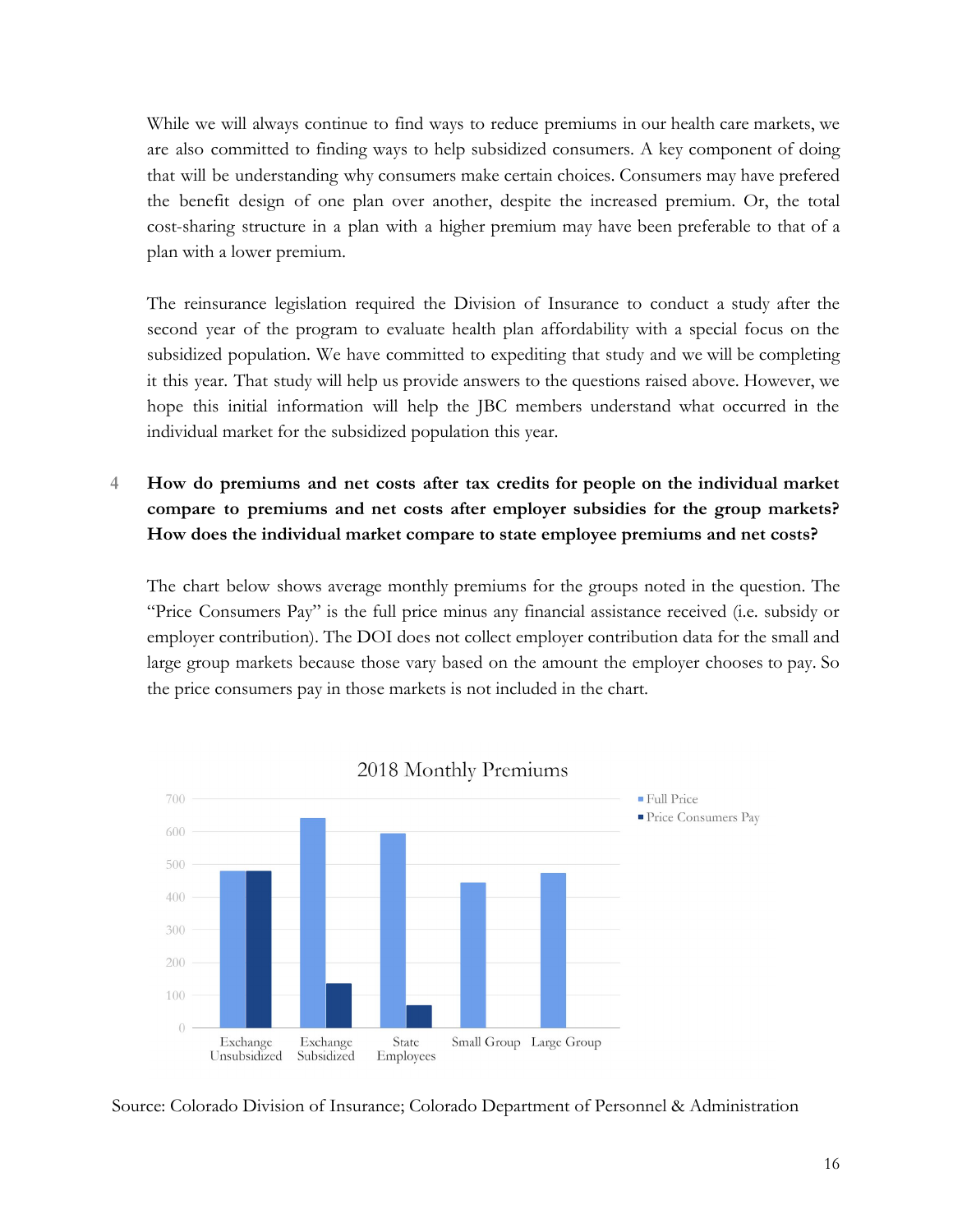While we will always continue to find ways to reduce premiums in our health care markets, we are also committed to finding ways to help subsidized consumers. A key component of doing that will be understanding why consumers make certain choices. Consumers may have prefered the benefit design of one plan over another, despite the increased premium. Or, the total cost-sharing structure in a plan with a higher premium may have been preferable to that of a plan with a lower premium.

The reinsurance legislation required the Division of Insurance to conduct a study after the second year of the program to evaluate health plan affordability with a special focus on the subsidized population. We have committed to expediting that study and we will be completing it this year. That study will help us provide answers to the questions raised above. However, we hope this initial information will help the JBC members understand what occurred in the individual market for the subsidized population this year.

4 **How do premiums and net costs after tax credits for people on the individual market compare to premiums and net costs after employer subsidies for the group markets? How does the individual market compare to state employee premiums and net costs?**

The chart below shows average monthly premiums for the groups noted in the question. The "Price Consumers Pay" is the full price minus any financial assistance received (i.e. subsidy or employer contribution). The DOI does not collect employer contribution data for the small and large group markets because those vary based on the amount the employer chooses to pay. So the price consumers pay in those markets is not included in the chart.

2018 Monthly Premiums

Source: Colorado Division of Insurance; Colorado Department of Personnel & Administration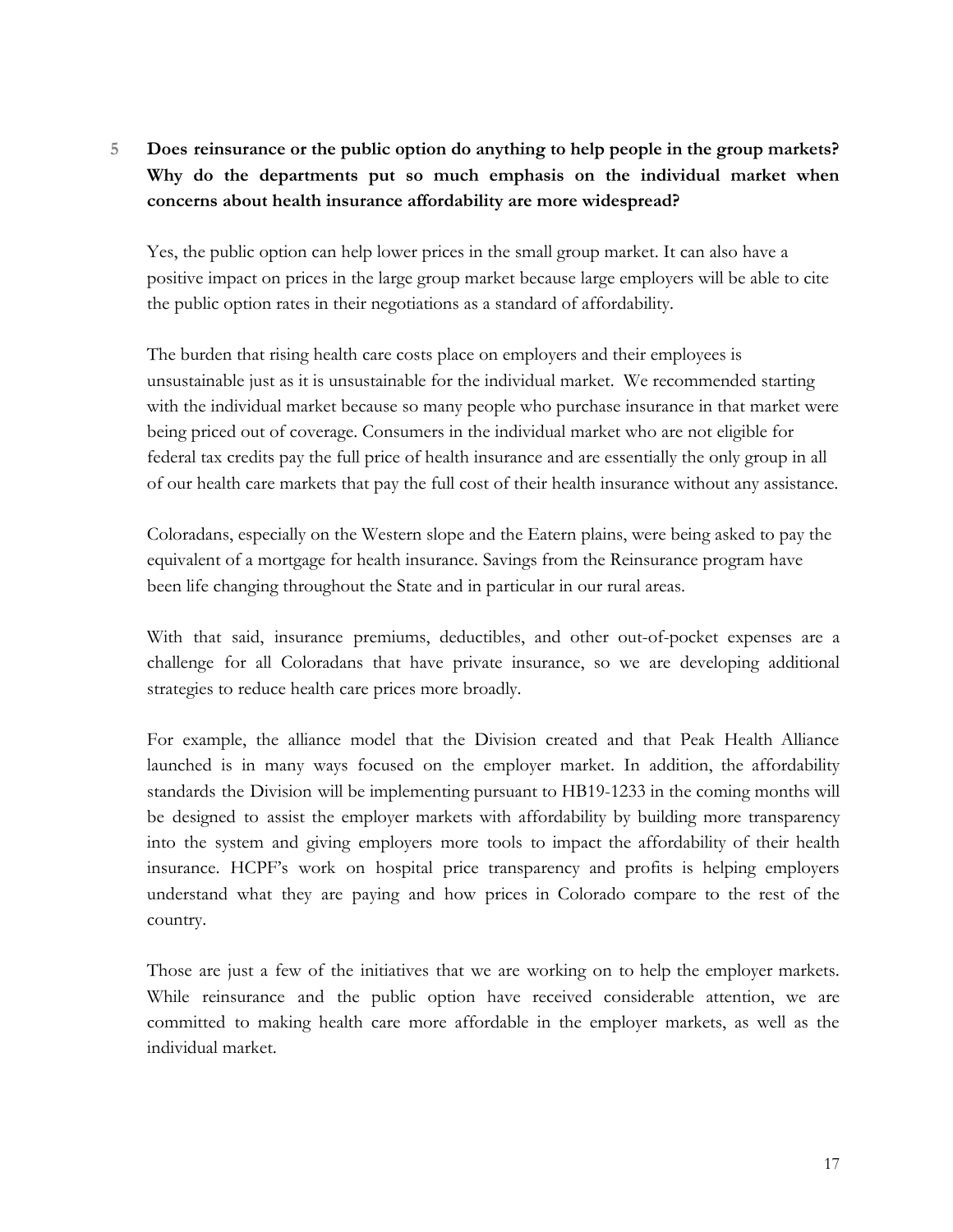5 **Does reinsurance or the public option do anything to help people in the group markets? Why do the departments put so much emphasis on the individual market when concerns about health insurance affordability are more widespread?**

Yes, the public option can help lower prices in the small group market. It can also have a positive impact on prices in the large group market because large employers will be able to cite the public option rates in their negotiations as a standard of affordability.

The burden that rising health care costs place on employers and their employees is unsustainable just as it is unsustainable for the individual market. We recommended starting with the individual market because so many people who purchase insurance in that market were being priced out of coverage. Consumers in the individual market who are not eligible for federal tax credits pay the full price of health insurance and are essentially the only group in all of our health care markets that pay the full cost of their health insurance without any assistance.

Coloradans, especially on the Western slope and the Eatern plains, were being asked to pay the equivalent of a mortgage for health insurance. Savings from the Reinsurance program have been life changing throughout the State and in particular in our rural areas.

With that said, insurance premiums, deductibles, and other out-of-pocket expenses are a challenge for all Coloradans that have private insurance, so we are developing additional strategies to reduce health care prices more broadly.

For example, the alliance model that the Division created and that Peak Health Alliance launched is in many ways focused on the employer market. In addition, the affordability standards the Division will be implementing pursuant to HB19-1233 in the coming months will be designed to assist the employer markets with affordability by building more transparency into the system and giving employers more tools to impact the affordability of their health insurance. HCPF's work on hospital price transparency and profits is helping employers understand what they are paying and how prices in Colorado compare to the rest of the country.

Those are just a few of the initiatives that we are working on to help the employer markets. While reinsurance and the public option have received considerable attention, we are committed to making health care more affordable in the employer markets, as well as the individual market.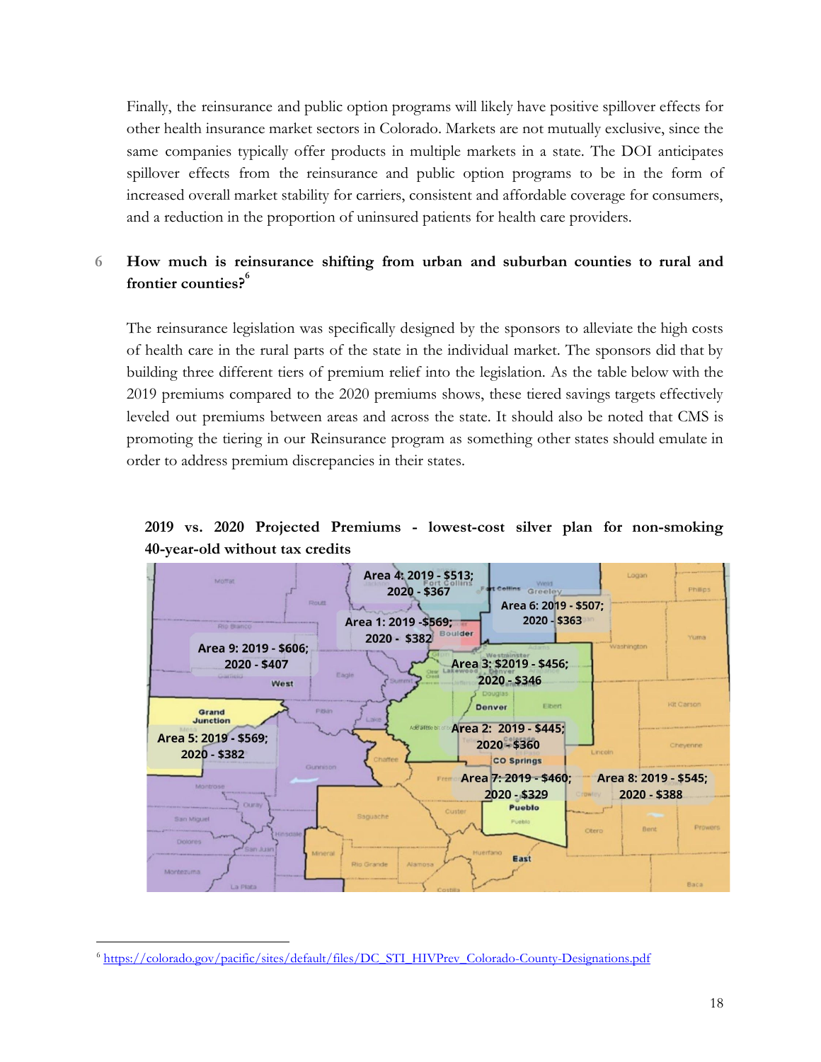Finally, the reinsurance and public option programs will likely have positive spillover effects for other health insurance market sectors in Colorado. Markets are not mutually exclusive, since the same companies typically offer products in multiple markets in a state. The DOI anticipates spillover effects from the reinsurance and public option programs to be in the form of increased overall market stability for carriers, consistent and affordable coverage for consumers, and a reduction in the proportion of uninsured patients for health care providers.

## 6 How much is reinsurance shifting from urban and suburban counties to rural and frontier counties?[6]

The reinsurance legislation was specifically designed by the sponsors to alleviate the high costs of health care in the rural parts of the state in the individual market. The sponsors did that by building three different tiers of premium relief into the legislation. As the table below with the 2019 premiums compared to the 2020 premiums shows, these tiered savings targets effectively leveled out premiums between areas and across the state. It should also be noted that CMS is promoting the tiering in our Reinsurance program as something other states should emulate in order to address premium discrepancies in their states.

**2019 vs. 2020 Projected Premiums - lowest-cost silver plan for non-smoking 40-year-old without tax credits**

[6] https://colorado.gov/pacific/sites/default/files/DC_STI_HIVPrev_Colorado-County-Designations.pdf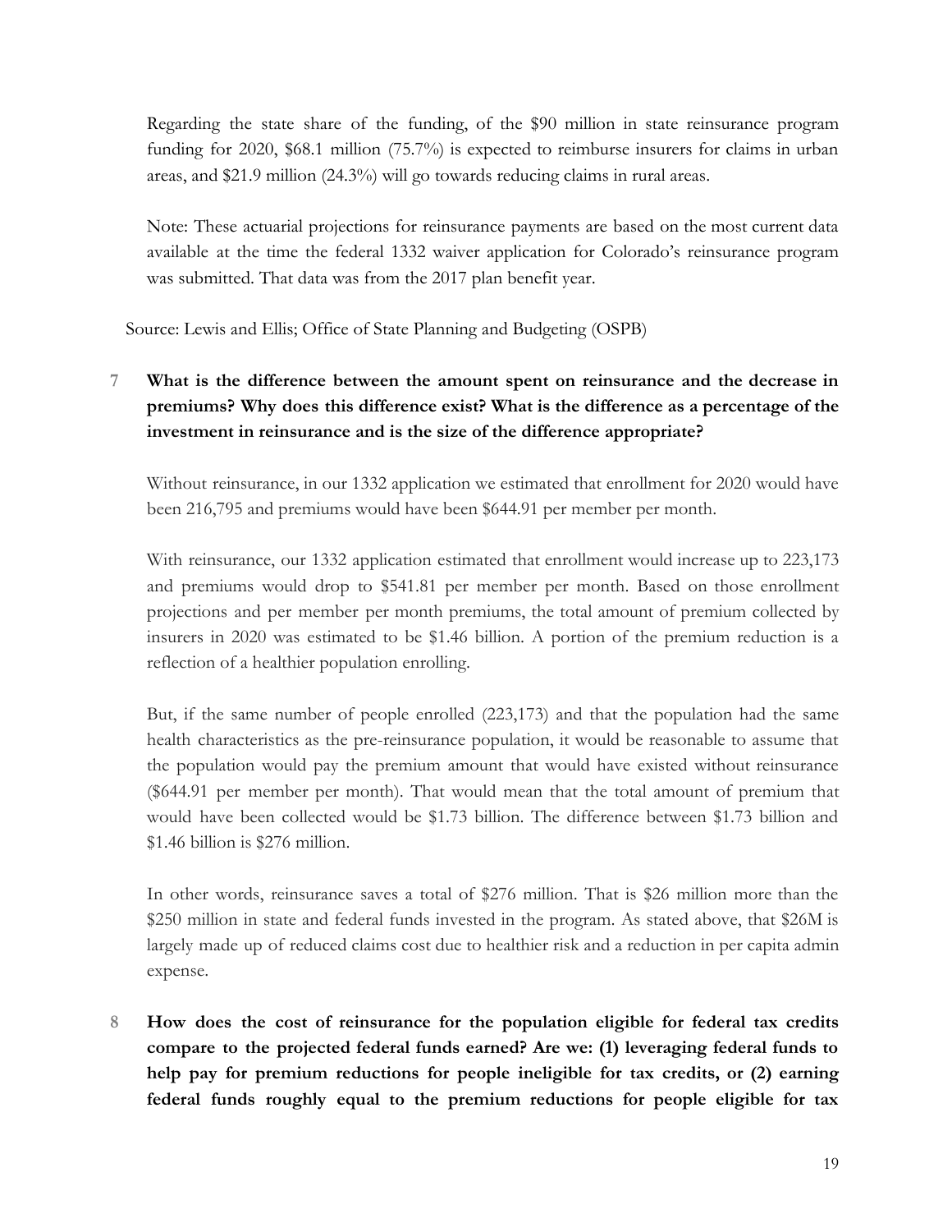Regarding the state share of the funding, of the $90 million in state reinsurance program funding for 2020, $68.1 million (75.7%) is expected to reimburse insurers for claims in urban areas, and $21.9 million (24.3%) will go towards reducing claims in rural areas.

Note: These actuarial projections for reinsurance payments are based on the most current data available at the time the federal 1332 waiver application for Colorado's reinsurance program was submitted. That data was from the 2017 plan benefit year.

Source: Lewis and Ellis; Office of State Planning and Budgeting (OSPB)

7 **What is the difference between the amount spent on reinsurance and the decrease in premiums? Why does this difference exist? What is the difference as a percentage of the investment in reinsurance and is the size of the difference appropriate?**

Without reinsurance, in our 1332 application we estimated that enrollment for 2020 would have been 216,795 and premiums would have been $644.91 per member per month.

With reinsurance, our 1332 application estimated that enrollment would increase up to 223,173 and premiums would drop to $541.81 per member per month. Based on those enrollment projections and per member per month premiums, the total amount of premium collected by insurers in 2020 was estimated to be $1.46 billion. A portion of the premium reduction is a reflection of a healthier population enrolling.

But, if the same number of people enrolled (223,173) and that the population had the same health characteristics as the pre-reinsurance population, it would be reasonable to assume that the population would pay the premium amount that would have existed without reinsurance ($644.91 per member per month). That would mean that the total amount of premium that would have been collected would be $1.73 billion. The difference between $1.73 billion and $1.46 billion is $276 million.

In other words, reinsurance saves a total of $276 million. That is $26 million more than the $250 million in state and federal funds invested in the program. As stated above, that $26M is largely made up of reduced claims cost due to healthier risk and a reduction in per capita admin expense.

8 **How does the cost of reinsurance for the population eligible for federal tax credits compare to the projected federal funds earned? Are we: (1) leveraging federal funds to help pay for premium reductions for people ineligible for tax credits, or (2) earning federal funds roughly equal to the premium reductions for people eligible for tax**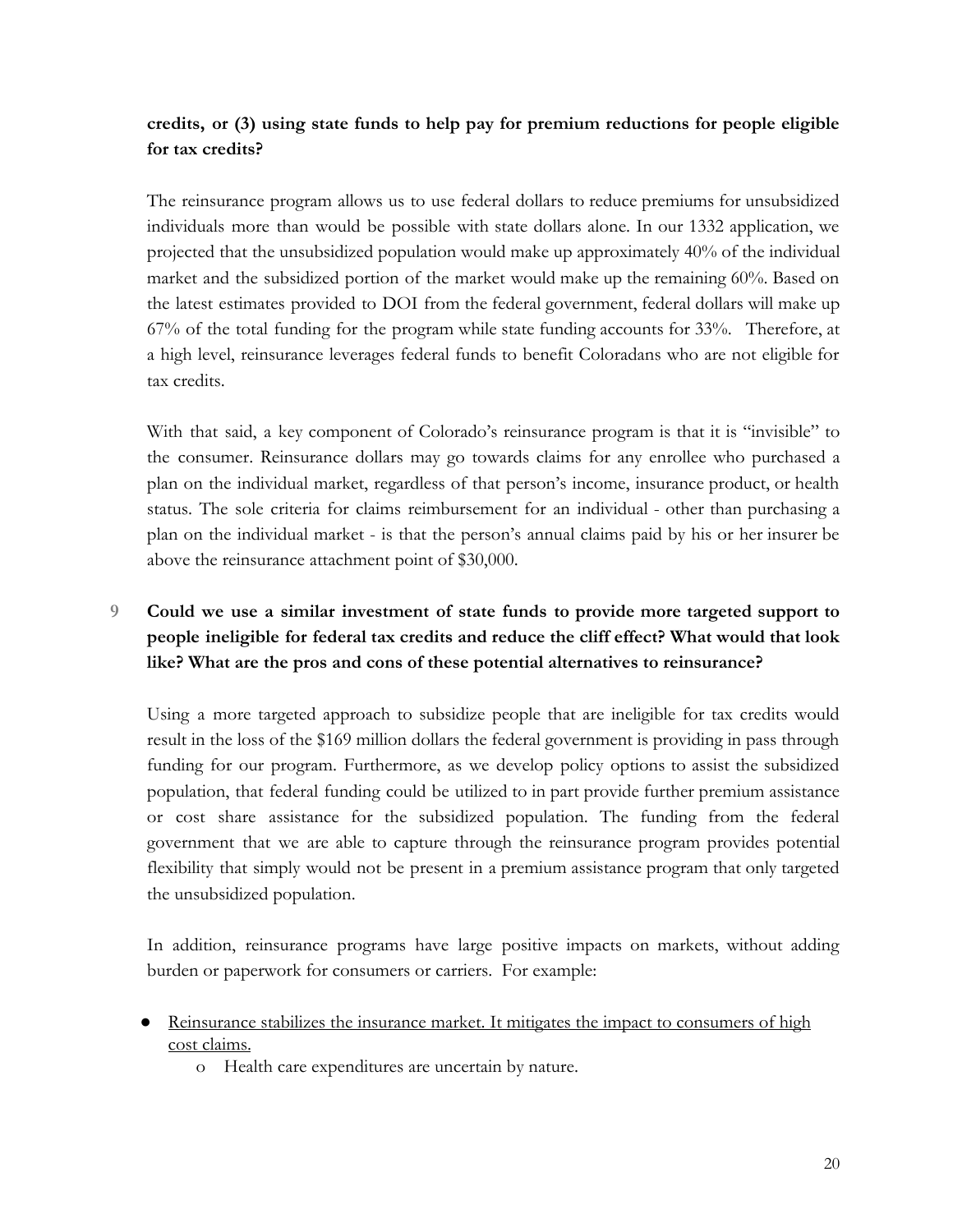**credits, or (3) using state funds to help pay for premium reductions for people eligible for tax credits?**

The reinsurance program allows us to use federal dollars to reduce premiums for unsubsidized individuals more than would be possible with state dollars alone. In our 1332 application, we projected that the unsubsidized population would make up approximately 40% of the individual market and the subsidized portion of the market would make up the remaining 60%. Based on the latest estimates provided to DOI from the federal government, federal dollars will make up 67% of the total funding for the program while state funding accounts for 33%. Therefore, at a high level, reinsurance leverages federal funds to benefit Coloradans who are not eligible for tax credits.

With that said, a key component of Colorado's reinsurance program is that it is "invisible" to the consumer. Reinsurance dollars may go towards claims for any enrollee who purchased a plan on the individual market, regardless of that person's income, insurance product, or health status. The sole criteria for claims reimbursement for an individual - other than purchasing a plan on the individual market - is that the person's annual claims paid by his or her insurer be above the reinsurance attachment point of $30,000.

9 **Could we use a similar investment of state funds to provide more targeted support to people ineligible for federal tax credits and reduce the cliff effect? What would that look like? What are the pros and cons of these potential alternatives to reinsurance?**

Using a more targeted approach to subsidize people that are ineligible for tax credits would result in the loss of the $169 million dollars the federal government is providing in pass through funding for our program. Furthermore, as we develop policy options to assist the subsidized population, that federal funding could be utilized to in part provide further premium assistance or cost share assistance for the subsidized population. The funding from the federal government that we are able to capture through the reinsurance program provides potential flexibility that simply would not be present in a premium assistance program that only targeted the unsubsidized population.

In addition, reinsurance programs have large positive impacts on markets, without adding burden or paperwork for consumers or carriers. For example:

- Reinsurance stabilizes the insurance market. It mitigates the impact to consumers of high cost claims.
    - Health care expenditures are uncertain by nature.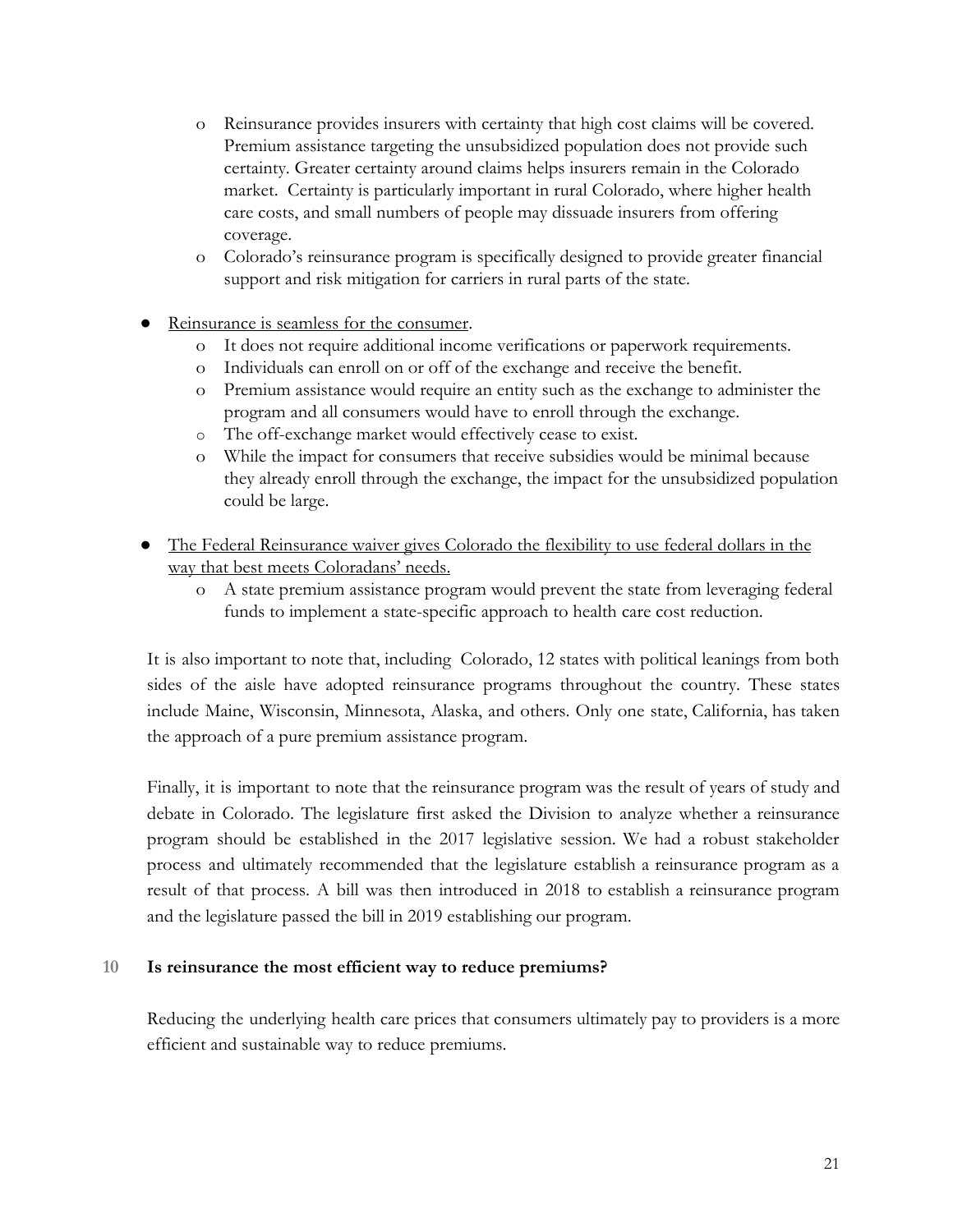- Reinsurance provides insurers with certainty that high cost claims will be covered. Premium assistance targeting the unsubsidized population does not provide such certainty. Greater certainty around claims helps insurers remain in the Colorado market. Certainty is particularly important in rural Colorado, where higher health care costs, and small numbers of people may dissuade insurers from offering coverage.
- Colorado's reinsurance program is specifically designed to provide greater financial support and risk mitigation for carriers in rural parts of the state.

- <u>Reinsurance is seamless for the consumer</u>.
  - It does not require additional income verifications or paperwork requirements.
  - Individuals can enroll on or off of the exchange and receive the benefit.
  - Premium assistance would require an entity such as the exchange to administer the program and all consumers would have to enroll through the exchange.
  - The off-exchange market would effectively cease to exist.
  - While the impact for consumers that receive subsidies would be minimal because they already enroll through the exchange, the impact for the unsubsidized population could be large.

- <u>The Federal Reinsurance waiver gives Colorado the flexibility to use federal dollars in the way that best meets Coloradans' needs.</u>
  - A state premium assistance program would prevent the state from leveraging federal funds to implement a state-specific approach to health care cost reduction.

It is also important to note that, including Colorado, 12 states with political leanings from both sides of the aisle have adopted reinsurance programs throughout the country. These states include Maine, Wisconsin, Minnesota, Alaska, and others. Only one state, California, has taken the approach of a pure premium assistance program.

Finally, it is important to note that the reinsurance program was the result of years of study and debate in Colorado. The legislature first asked the Division to analyze whether a reinsurance program should be established in the 2017 legislative session. We had a robust stakeholder process and ultimately recommended that the legislature establish a reinsurance program as a result of that process. A bill was then introduced in 2018 to establish a reinsurance program and the legislature passed the bill in 2019 establishing our program.

**10 Is reinsurance the most efficient way to reduce premiums?**

Reducing the underlying health care prices that consumers ultimately pay to providers is a more efficient and sustainable way to reduce premiums.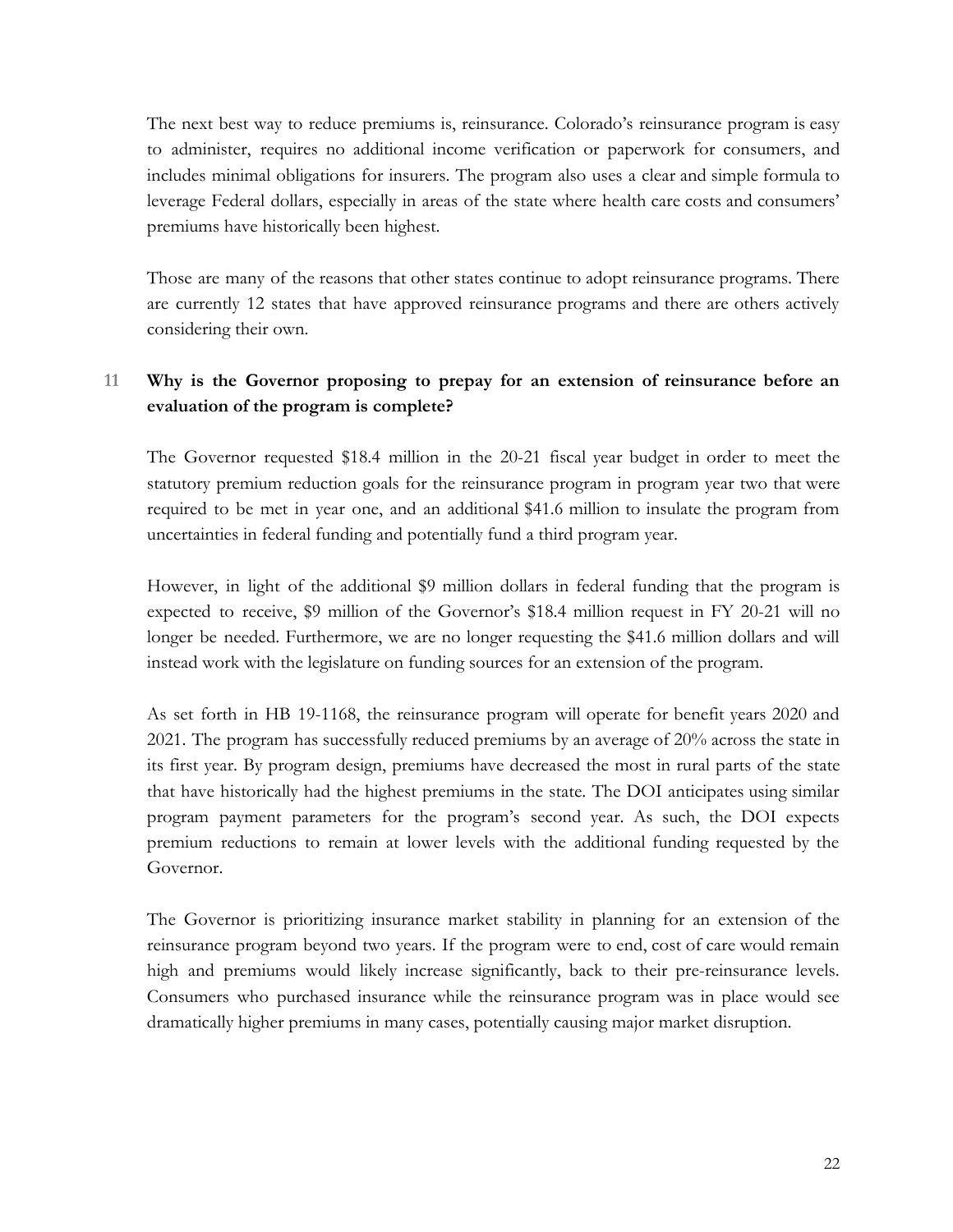The next best way to reduce premiums is, reinsurance. Colorado's reinsurance program is easy to administer, requires no additional income verification or paperwork for consumers, and includes minimal obligations for insurers. The program also uses a clear and simple formula to leverage Federal dollars, especially in areas of the state where health care costs and consumers' premiums have historically been highest.

Those are many of the reasons that other states continue to adopt reinsurance programs. There are currently 12 states that have approved reinsurance programs and there are others actively considering their own.

### 11 Why is the Governor proposing to prepay for an extension of reinsurance before an evaluation of the program is complete?

The Governor requested $18.4 million in the 20-21 fiscal year budget in order to meet the statutory premium reduction goals for the reinsurance program in program year two that were required to be met in year one, and an additional $41.6 million to insulate the program from uncertainties in federal funding and potentially fund a third program year.

However, in light of the additional $9 million dollars in federal funding that the program is expected to receive, $9 million of the Governor's $18.4 million request in FY 20-21 will no longer be needed. Furthermore, we are no longer requesting the $41.6 million dollars and will instead work with the legislature on funding sources for an extension of the program.

As set forth in HB 19-1168, the reinsurance program will operate for benefit years 2020 and 2021. The program has successfully reduced premiums by an average of 20% across the state in its first year. By program design, premiums have decreased the most in rural parts of the state that have historically had the highest premiums in the state. The DOI anticipates using similar program payment parameters for the program's second year. As such, the DOI expects premium reductions to remain at lower levels with the additional funding requested by the Governor.

The Governor is prioritizing insurance market stability in planning for an extension of the reinsurance program beyond two years. If the program were to end, cost of care would remain high and premiums would likely increase significantly, back to their pre-reinsurance levels. Consumers who purchased insurance while the reinsurance program was in place would see dramatically higher premiums in many cases, potentially causing major market disruption.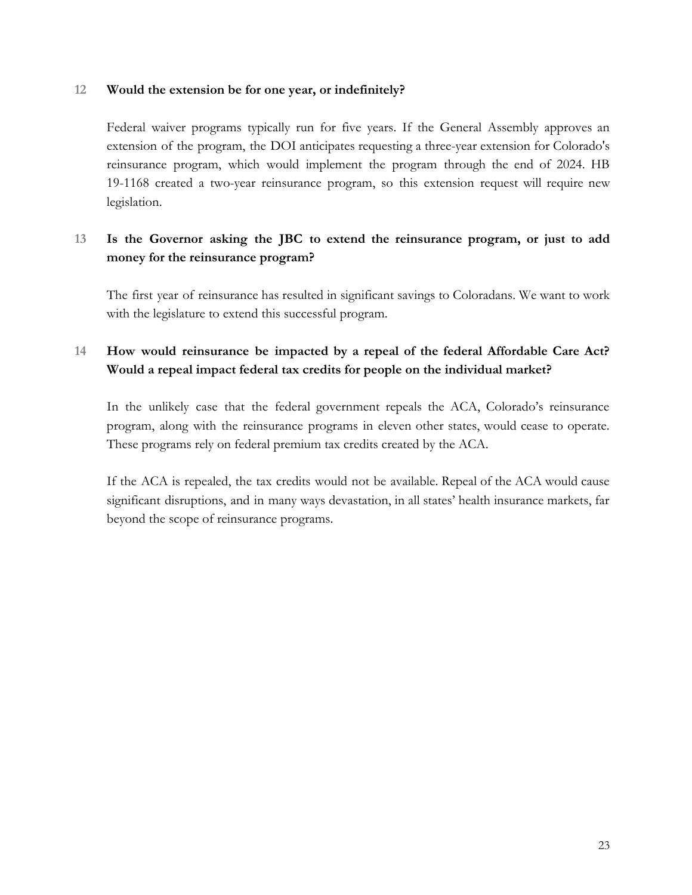12 **Would the extension be for one year, or indefinitely?**

Federal waiver programs typically run for five years. If the General Assembly approves an extension of the program, the DOI anticipates requesting a three-year extension for Colorado's reinsurance program, which would implement the program through the end of 2024. HB 19-1168 created a two-year reinsurance program, so this extension request will require new legislation.

13 **Is the Governor asking the JBC to extend the reinsurance program, or just to add money for the reinsurance program?**

The first year of reinsurance has resulted in significant savings to Coloradans. We want to work with the legislature to extend this successful program.

14 **How would reinsurance be impacted by a repeal of the federal Affordable Care Act? Would a repeal impact federal tax credits for people on the individual market?**

In the unlikely case that the federal government repeals the ACA, Colorado's reinsurance program, along with the reinsurance programs in eleven other states, would cease to operate. These programs rely on federal premium tax credits created by the ACA.

If the ACA is repealed, the tax credits would not be available. Repeal of the ACA would cause significant disruptions, and in many ways devastation, in all states' health insurance markets, far beyond the scope of reinsurance programs.